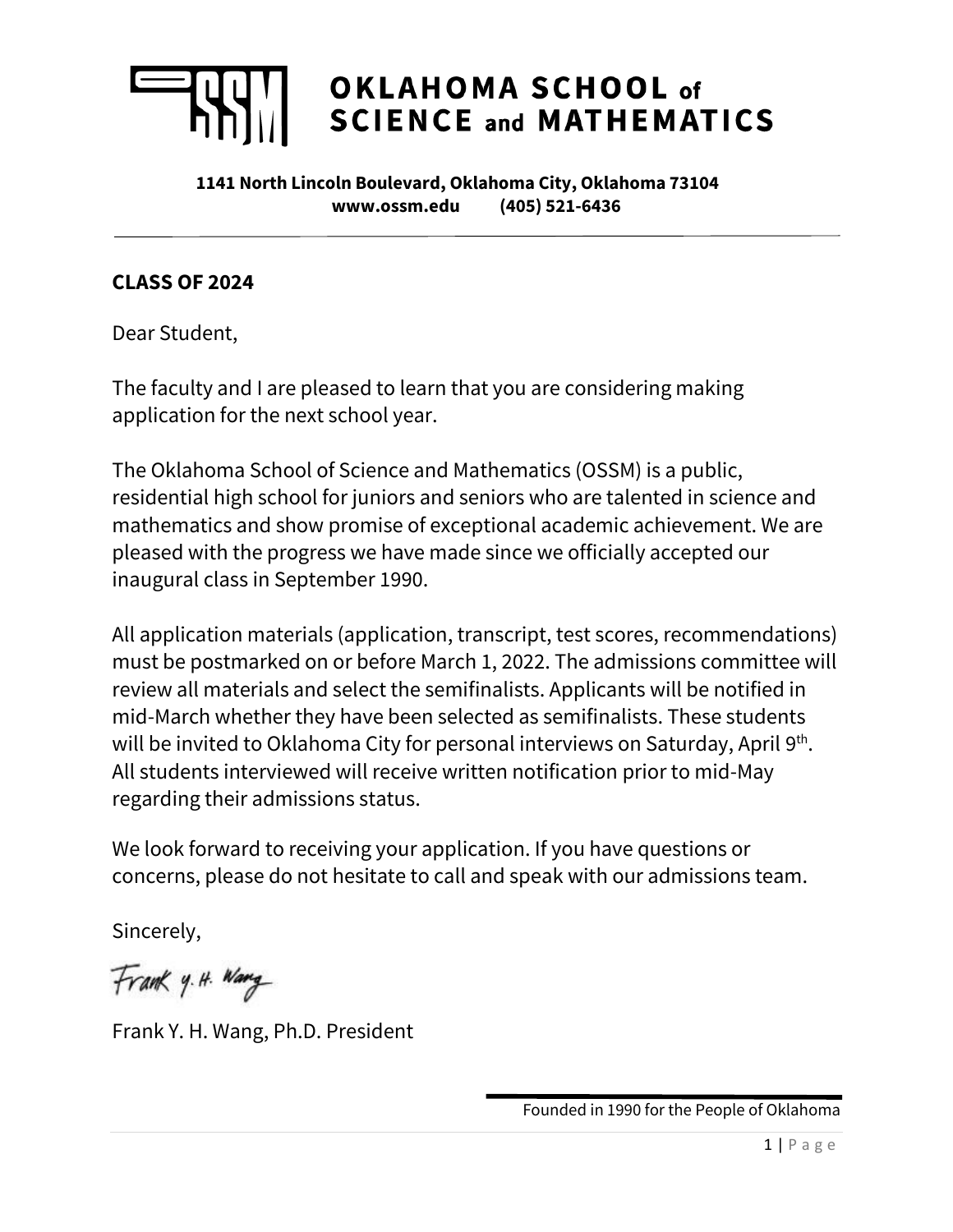# OKLAHOMA SCHOOL of SCIENCE and MATHEMATICS

**1141 North Lincoln Boulevard, Oklahoma City, Oklahoma 73104**
**www.ossm.edu (405) 521-6436**

---

**CLASS OF 2024**

Dear Student,

The faculty and I are pleased to learn that you are considering making application for the next school year.

The Oklahoma School of Science and Mathematics (OSSM) is a public, residential high school for juniors and seniors who are talented in science and mathematics and show promise of exceptional academic achievement. We are pleased with the progress we have made since we officially accepted our inaugural class in September 1990.

All application materials (application, transcript, test scores, recommendations) must be postmarked on or before March 1, 2022. The admissions committee will review all materials and select the semifinalists. Applicants will be notified in mid-March whether they have been selected as semifinalists. These students will be invited to Oklahoma City for personal interviews on Saturday, April 9th. All students interviewed will receive written notification prior to mid-May regarding their admissions status.

We look forward to receiving your application. If you have questions or concerns, please do not hesitate to call and speak with our admissions team.

Sincerely,

Frank Y. H. Wang

Frank Y. H. Wang, Ph.D. President

Founded in 1990 for the People of Oklahoma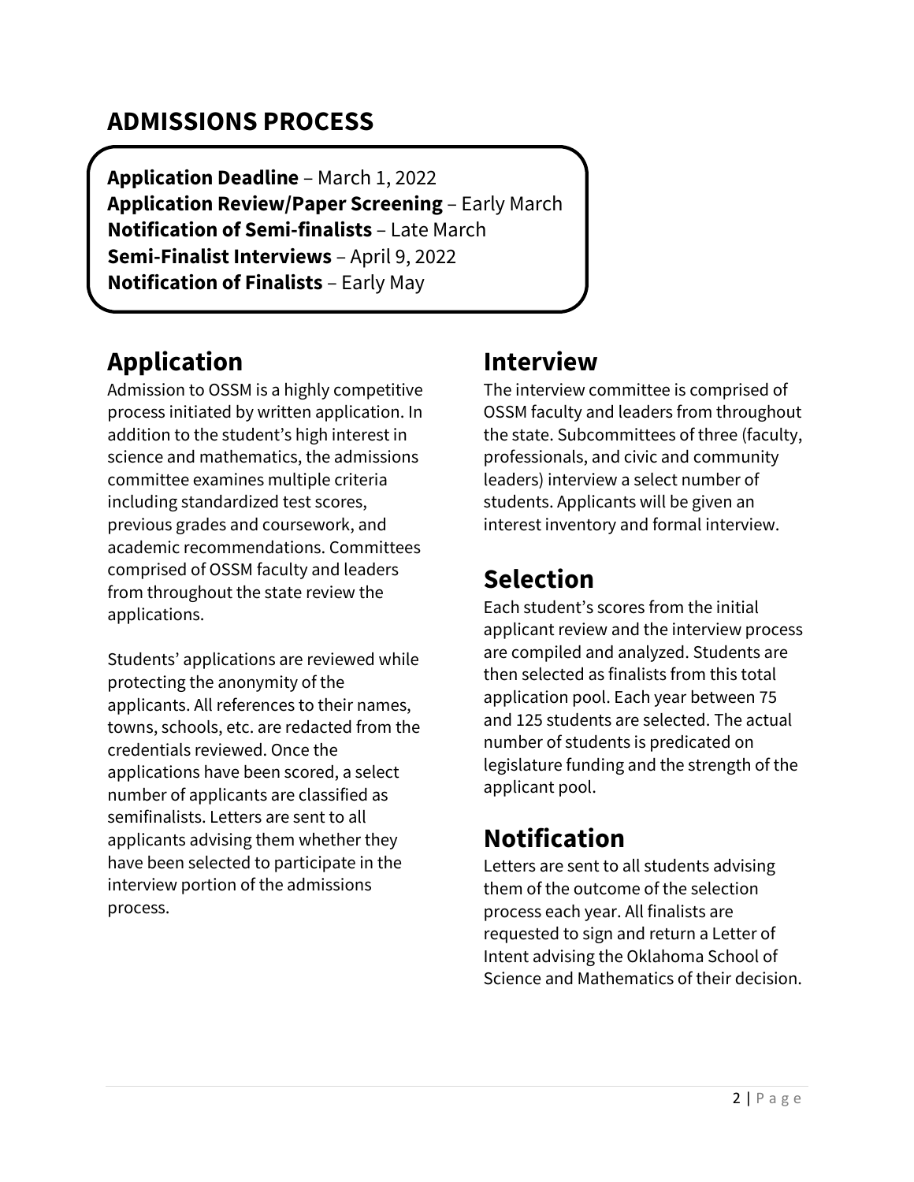## ADMISSIONS PROCESS

**Application Deadline** – March 1, 2022
**Application Review/Paper Screening** – Early March
**Notification of Semi-finalists** – Late March
**Semi-Finalist Interviews** – April 9, 2022
**Notification of Finalists** – Early May

# Application

Admission to OSSM is a highly competitive process initiated by written application. In addition to the student's high interest in science and mathematics, the admissions committee examines multiple criteria including standardized test scores, previous grades and coursework, and academic recommendations. Committees comprised of OSSM faculty and leaders from throughout the state review the applications.

Students' applications are reviewed while protecting the anonymity of the applicants. All references to their names, towns, schools, etc. are redacted from the credentials reviewed. Once the applications have been scored, a select number of applicants are classified as semifinalists. Letters are sent to all applicants advising them whether they have been selected to participate in the interview portion of the admissions process.

# Interview

The interview committee is comprised of OSSM faculty and leaders from throughout the state. Subcommittees of three (faculty, professionals, and civic and community leaders) interview a select number of students. Applicants will be given an interest inventory and formal interview.

# Selection

Each student's scores from the initial applicant review and the interview process are compiled and analyzed. Students are then selected as finalists from this total application pool. Each year between 75 and 125 students are selected. The actual number of students is predicated on legislature funding and the strength of the applicant pool.

# Notification

Letters are sent to all students advising them of the outcome of the selection process each year. All finalists are requested to sign and return a Letter of Intent advising the Oklahoma School of Science and Mathematics of their decision.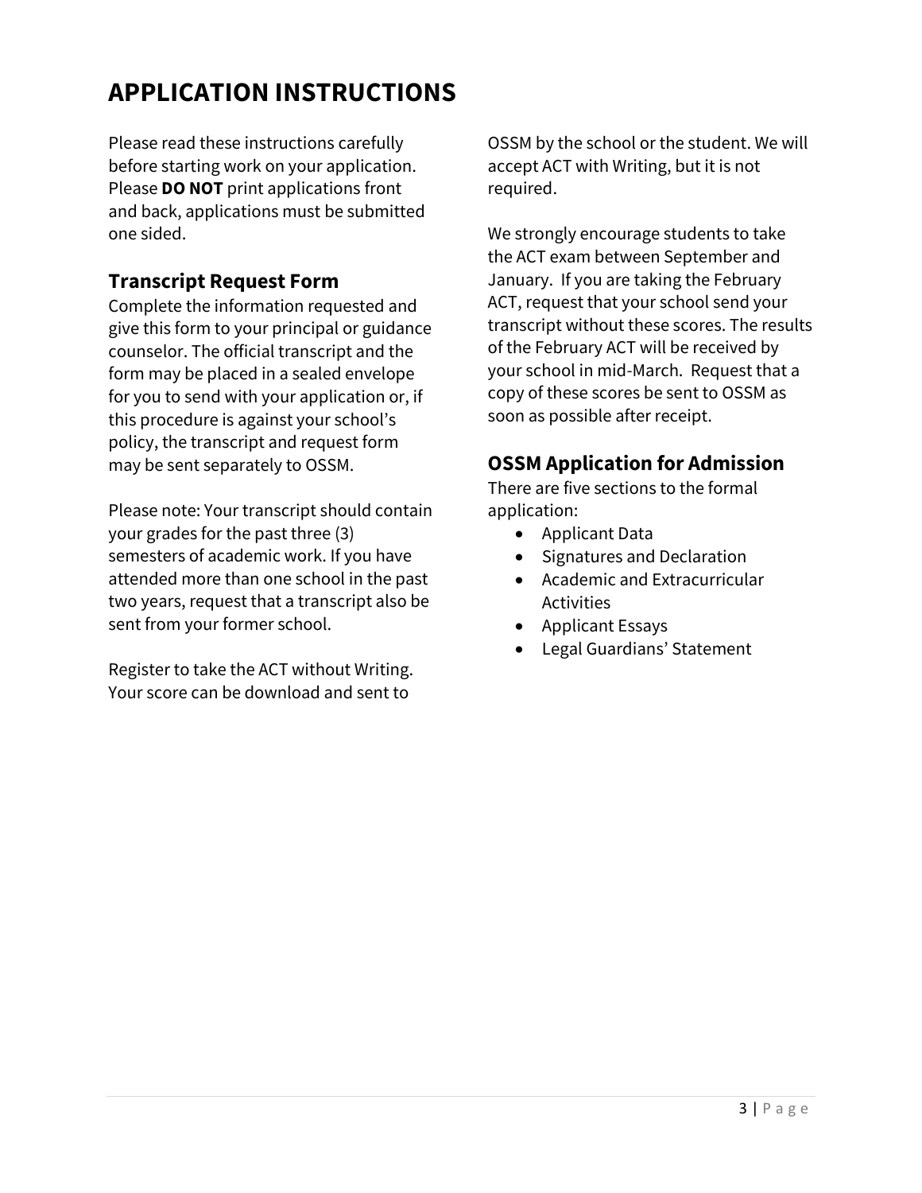# APPLICATION INSTRUCTIONS

Please read these instructions carefully before starting work on your application. Please **DO NOT** print applications front and back, applications must be submitted one sided.

## Transcript Request Form

Complete the information requested and give this form to your principal or guidance counselor. The official transcript and the form may be placed in a sealed envelope for you to send with your application or, if this procedure is against your school's policy, the transcript and request form may be sent separately to OSSM.

Please note: Your transcript should contain your grades for the past three (3) semesters of academic work. If you have attended more than one school in the past two years, request that a transcript also be sent from your former school.

Register to take the ACT without Writing. Your score can be download and sent to OSSM by the school or the student. We will accept ACT with Writing, but it is not required.

We strongly encourage students to take the ACT exam between September and January. If you are taking the February ACT, request that your school send your transcript without these scores. The results of the February ACT will be received by your school in mid-March. Request that a copy of these scores be sent to OSSM as soon as possible after receipt.

## OSSM Application for Admission

There are five sections to the formal application:

- Applicant Data
- Signatures and Declaration
- Academic and Extracurricular Activities
- Applicant Essays
- Legal Guardians' Statement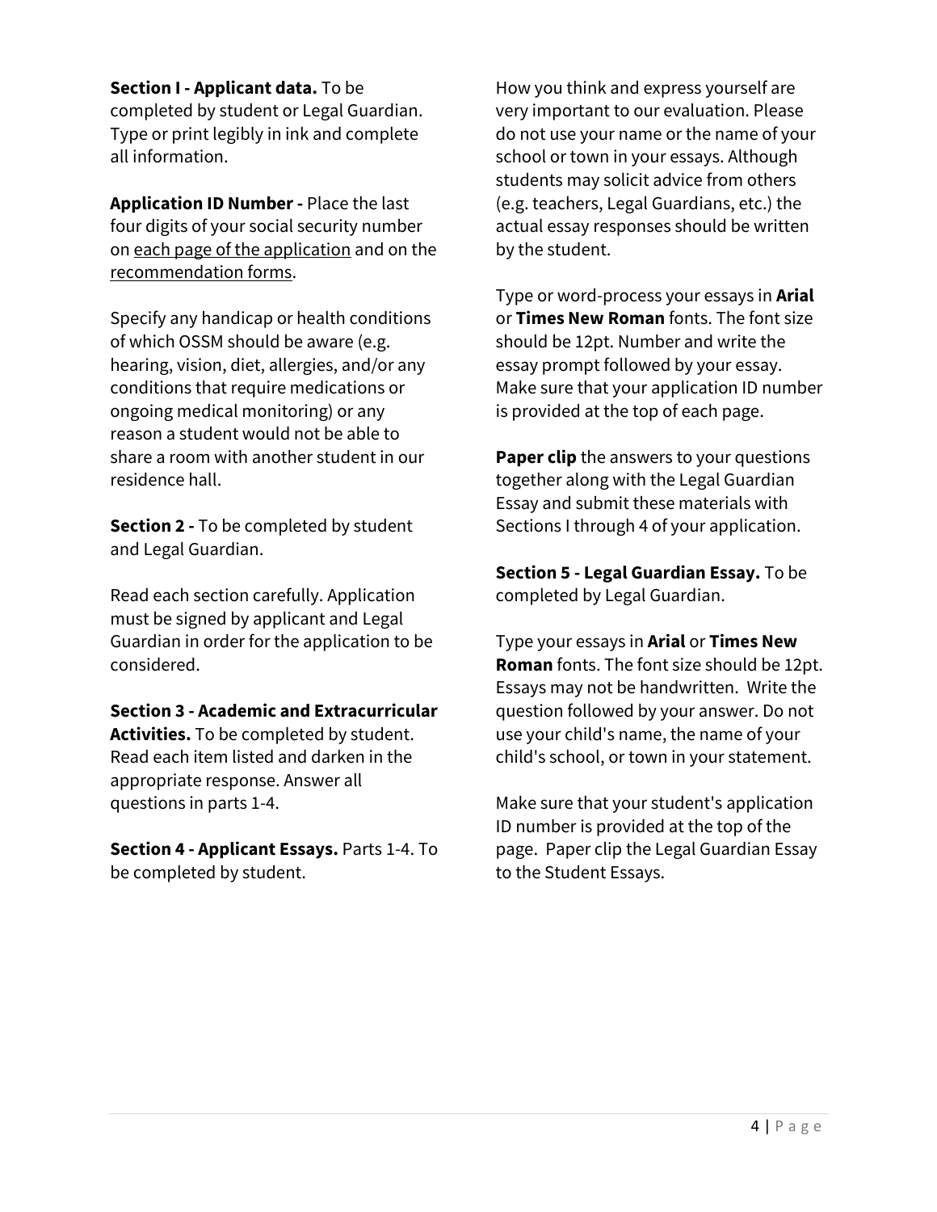**Section I - Applicant data.** To be completed by student or Legal Guardian. Type or print legibly in ink and complete all information.

**Application ID Number -** Place the last four digits of your social security number on <u>each page of the application</u> and on the <u>recommendation forms</u>.

Specify any handicap or health conditions of which OSSM should be aware (e.g. hearing, vision, diet, allergies, and/or any conditions that require medications or ongoing medical monitoring) or any reason a student would not be able to share a room with another student in our residence hall.

**Section 2 -** To be completed by student and Legal Guardian.

Read each section carefully. Application must be signed by applicant and Legal Guardian in order for the application to be considered.

**Section 3 - Academic and Extracurricular Activities.** To be completed by student. Read each item listed and darken in the appropriate response. Answer all questions in parts 1-4.

**Section 4 - Applicant Essays.** Parts 1-4. To be completed by student.

How you think and express yourself are very important to our evaluation. Please do not use your name or the name of your school or town in your essays. Although students may solicit advice from others (e.g. teachers, Legal Guardians, etc.) the actual essay responses should be written by the student.

Type or word-process your essays in **Arial** or **Times New Roman** fonts. The font size should be 12pt. Number and write the essay prompt followed by your essay. Make sure that your application ID number is provided at the top of each page.

**Paper clip** the answers to your questions together along with the Legal Guardian Essay and submit these materials with Sections I through 4 of your application.

**Section 5 - Legal Guardian Essay.** To be completed by Legal Guardian.

Type your essays in **Arial** or **Times New Roman** fonts. The font size should be 12pt. Essays may not be handwritten. Write the question followed by your answer. Do not use your child's name, the name of your child's school, or town in your statement.

Make sure that your student's application ID number is provided at the top of the page. Paper clip the Legal Guardian Essay to the Student Essays.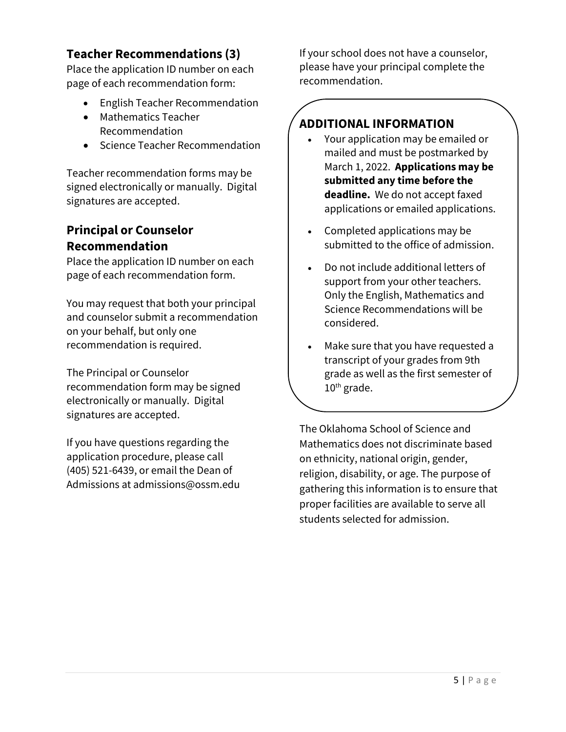## Teacher Recommendations (3)

Place the application ID number on each page of each recommendation form:

- English Teacher Recommendation
- Mathematics Teacher Recommendation
- Science Teacher Recommendation

Teacher recommendation forms may be signed electronically or manually. Digital signatures are accepted.

## Principal or Counselor Recommendation

Place the application ID number on each page of each recommendation form.

You may request that both your principal and counselor submit a recommendation on your behalf, but only one recommendation is required.

The Principal or Counselor recommendation form may be signed electronically or manually. Digital signatures are accepted.

If you have questions regarding the application procedure, please call (405) 521-6439, or email the Dean of Admissions at admissions@ossm.edu

If your school does not have a counselor, please have your principal complete the recommendation.

## ADDITIONAL INFORMATION

- Your application may be emailed or mailed and must be postmarked by March 1, 2022. **Applications may be submitted any time before the deadline.** We do not accept faxed applications or emailed applications.
- Completed applications may be submitted to the office of admission.
- Do not include additional letters of support from your other teachers. Only the English, Mathematics and Science Recommendations will be considered.
- Make sure that you have requested a transcript of your grades from 9th grade as well as the first semester of 10th grade.

The Oklahoma School of Science and Mathematics does not discriminate based on ethnicity, national origin, gender, religion, disability, or age. The purpose of gathering this information is to ensure that proper facilities are available to serve all students selected for admission.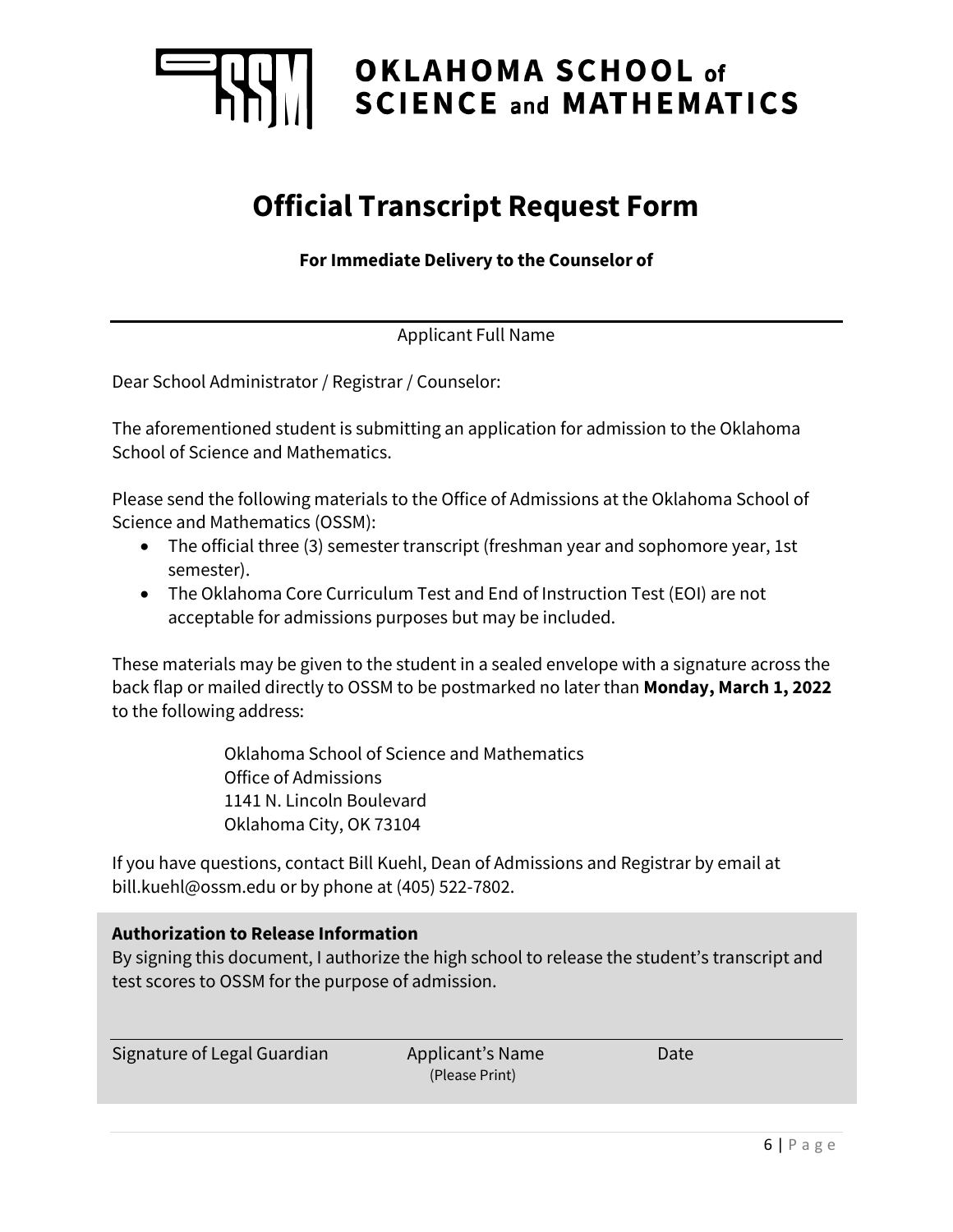**OKLAHOMA SCHOOL of SCIENCE and MATHEMATICS**

# Official Transcript Request Form

**For Immediate Delivery to the Counselor of**

_______________________________________________

Applicant Full Name

Dear School Administrator / Registrar / Counselor:

The aforementioned student is submitting an application for admission to the Oklahoma School of Science and Mathematics.

Please send the following materials to the Office of Admissions at the Oklahoma School of Science and Mathematics (OSSM):

- The official three (3) semester transcript (freshman year and sophomore year, 1st semester).
- The Oklahoma Core Curriculum Test and End of Instruction Test (EOI) are not acceptable for admissions purposes but may be included.

These materials may be given to the student in a sealed envelope with a signature across the back flap or mailed directly to OSSM to be postmarked no later than **Monday, March 1, 2022** to the following address:

> Oklahoma School of Science and Mathematics
> Office of Admissions
> 1141 N. Lincoln Boulevard
> Oklahoma City, OK 73104

If you have questions, contact Bill Kuehl, Dean of Admissions and Registrar by email at bill.kuehl@ossm.edu or by phone at (405) 522-7802.

**Authorization to Release Information**

By signing this document, I authorize the high school to release the student's transcript and test scores to OSSM for the purpose of admission.

_______________________________________________

Signature of Legal Guardian    Applicant's Name (Please Print)    Date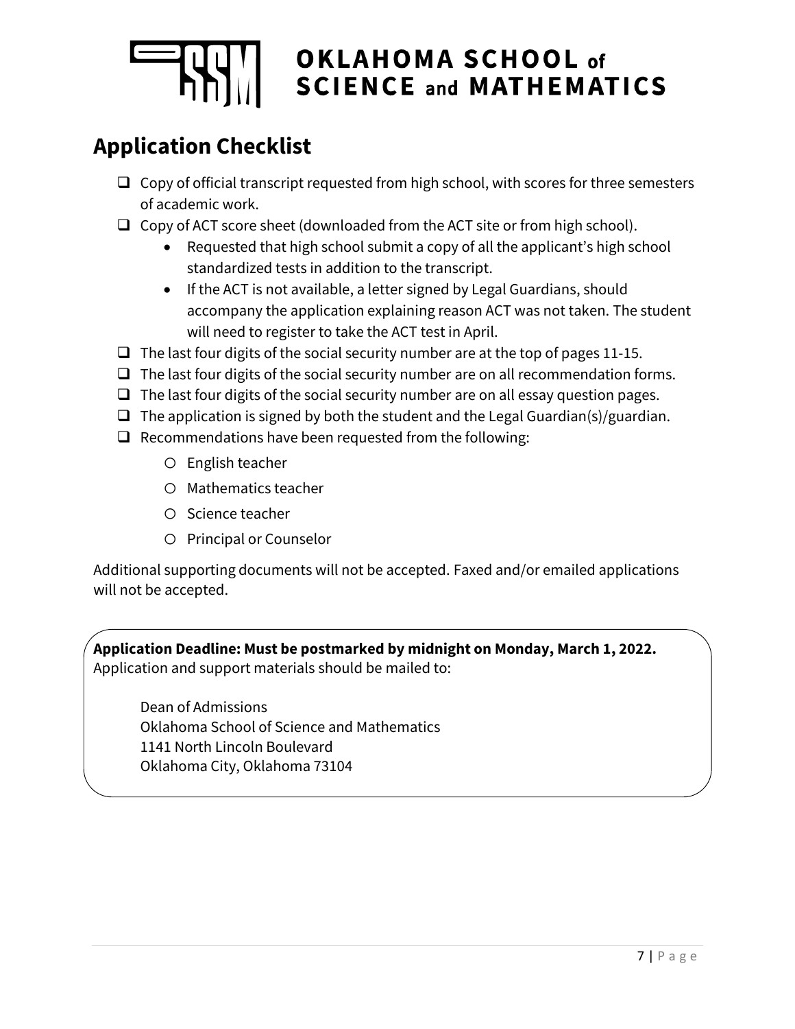# OKLAHOMA SCHOOL of SCIENCE and MATHEMATICS

## Application Checklist

- ❑ Copy of official transcript requested from high school, with scores for three semesters of academic work.
- ❑ Copy of ACT score sheet (downloaded from the ACT site or from high school).
  - Requested that high school submit a copy of all the applicant's high school standardized tests in addition to the transcript.
  - If the ACT is not available, a letter signed by Legal Guardians, should accompany the application explaining reason ACT was not taken. The student will need to register to take the ACT test in April.
- ❑ The last four digits of the social security number are at the top of pages 11-15.
- ❑ The last four digits of the social security number are on all recommendation forms.
- ❑ The last four digits of the social security number are on all essay question pages.
- ❑ The application is signed by both the student and the Legal Guardian(s)/guardian.
- ❑ Recommendations have been requested from the following:
  - English teacher
  - Mathematics teacher
  - Science teacher
  - Principal or Counselor

Additional supporting documents will not be accepted. Faxed and/or emailed applications will not be accepted.

**Application Deadline: Must be postmarked by midnight on Monday, March 1, 2022.**
Application and support materials should be mailed to:

Dean of Admissions
Oklahoma School of Science and Mathematics
1141 North Lincoln Boulevard
Oklahoma City, Oklahoma 73104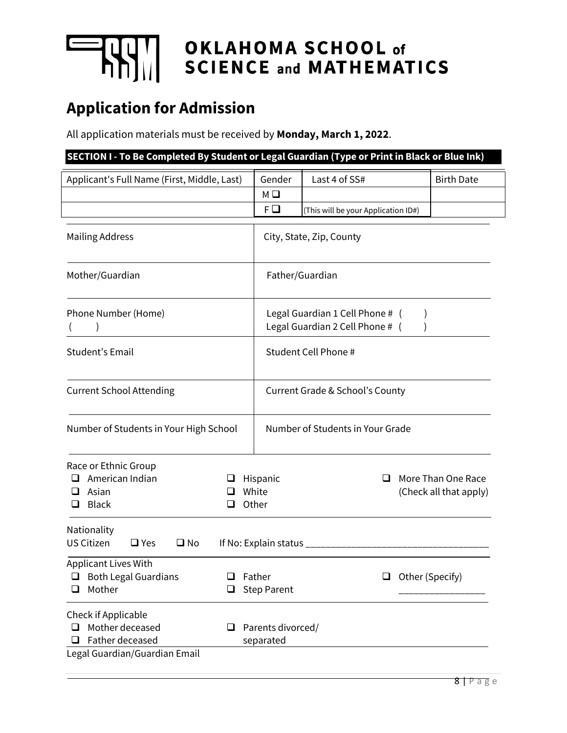# OKLAHOMA SCHOOL of SCIENCE and MATHEMATICS

## Application for Admission

All application materials must be received by **Monday, March 1, 2022**.

**SECTION I - To Be Completed By Student or Legal Guardian (Type or Print in Black or Blue Ink)**

| Applicant's Full Name (First, Middle, Last) | Gender | Last 4 of SS# | Birth Date |
|---|---|---|---|
| | M ❑ | | |
| | F ❑ | (This will be your Application ID#) | |

| | |
|---|---|
| Mailing Address | City, State, Zip, County |
| Mother/Guardian | Father/Guardian |
| Phone Number (Home)<br>(      ) | Legal Guardian 1 Cell Phone # (      )<br>Legal Guardian 2 Cell Phone # (      ) |
| Student's Email | Student Cell Phone # |
| Current School Attending | Current Grade & School's County |
| Number of Students in Your High School | Number of Students in Your Grade |

Race or Ethnic Group

- ❑ American Indian
- ❑ Asian
- ❑ Black
- ❑ Hispanic
- ❑ White
- ❑ Other
- ❑ More Than One Race (Check all that apply)

Nationality

US Citizen ❑ Yes ❑ No If No: Explain status ___________________________________

Applicant Lives With

- ❑ Both Legal Guardians
- ❑ Mother
- ❑ Father
- ❑ Step Parent
- ❑ Other (Specify) _________________

Check if Applicable

- ❑ Mother deceased
- ❑ Father deceased
- ❑ Parents divorced/ separated

Legal Guardian/Guardian Email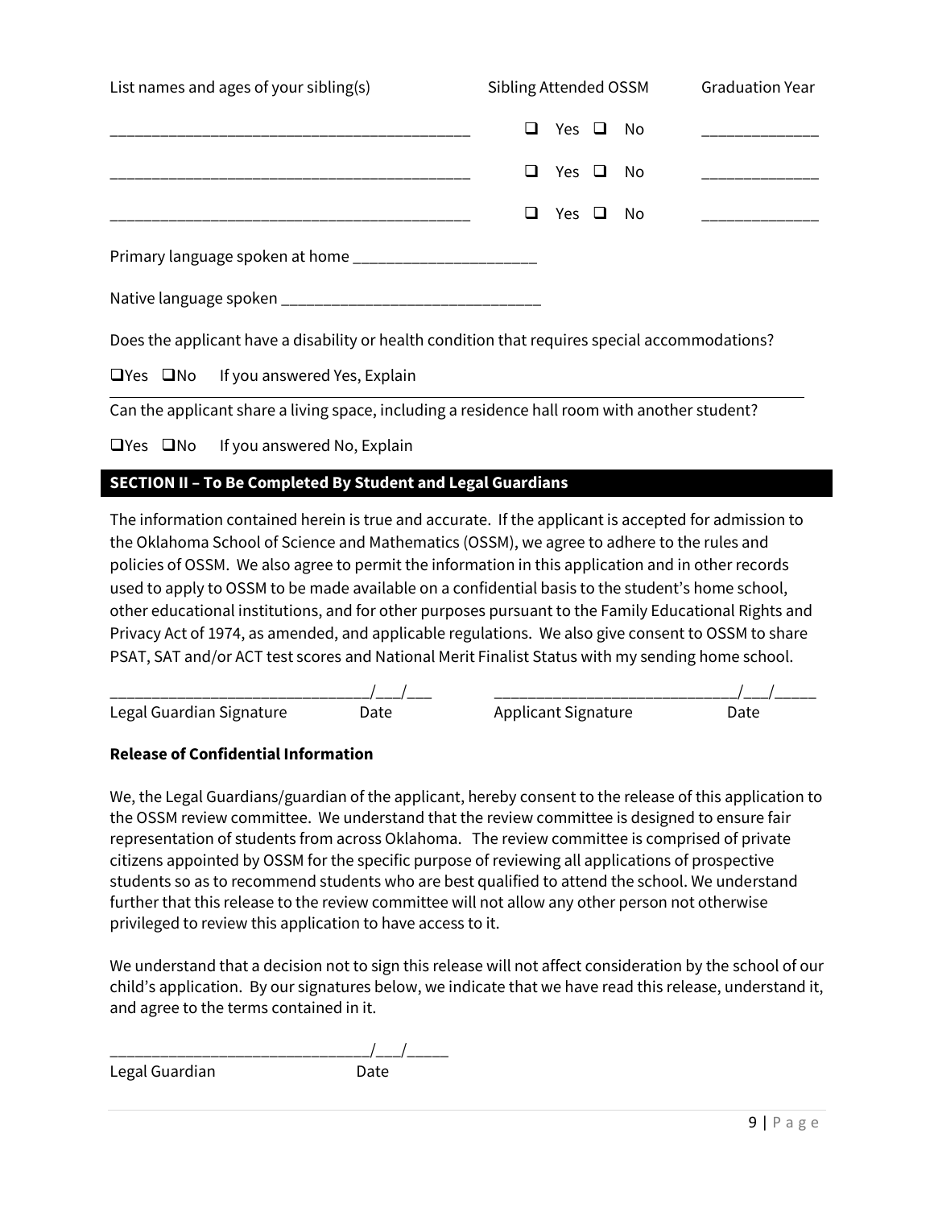| List names and ages of your sibling(s) | Sibling Attended OSSM | Graduation Year |
| --- | --- | --- |
| ___________________________________________ | ❑ Yes ❑ No | ______________ |
| ___________________________________________ | ❑ Yes ❑ No | ______________ |
| ___________________________________________ | ❑ Yes ❑ No | ______________ |

Primary language spoken at home ______________________

Native language spoken ______________________________

Does the applicant have a disability or health condition that requires special accommodations?

❑Yes ❑No If you answered Yes, Explain

---

Can the applicant share a living space, including a residence hall room with another student?

❑Yes ❑No If you answered No, Explain

## SECTION II – To Be Completed By Student and Legal Guardians

The information contained herein is true and accurate. If the applicant is accepted for admission to the Oklahoma School of Science and Mathematics (OSSM), we agree to adhere to the rules and policies of OSSM. We also agree to permit the information in this application and in other records used to apply to OSSM to be made available on a confidential basis to the student's home school, other educational institutions, and for other purposes pursuant to the Family Educational Rights and Privacy Act of 1974, as amended, and applicable regulations. We also give consent to OSSM to share PSAT, SAT and/or ACT test scores and National Merit Finalist Status with my sending home school.

_______________________________/___/___ _____________________________/___/_____
Legal Guardian Signature Date Applicant Signature Date

**Release of Confidential Information**

We, the Legal Guardians/guardian of the applicant, hereby consent to the release of this application to the OSSM review committee. We understand that the review committee is designed to ensure fair representation of students from across Oklahoma. The review committee is comprised of private citizens appointed by OSSM for the specific purpose of reviewing all applications of prospective students so as to recommend students who are best qualified to attend the school. We understand further that this release to the review committee will not allow any other person not otherwise privileged to review this application to have access to it.

We understand that a decision not to sign this release will not affect consideration by the school of our child's application. By our signatures below, we indicate that we have read this release, understand it, and agree to the terms contained in it.

_______________________________/___/_____
Legal Guardian Date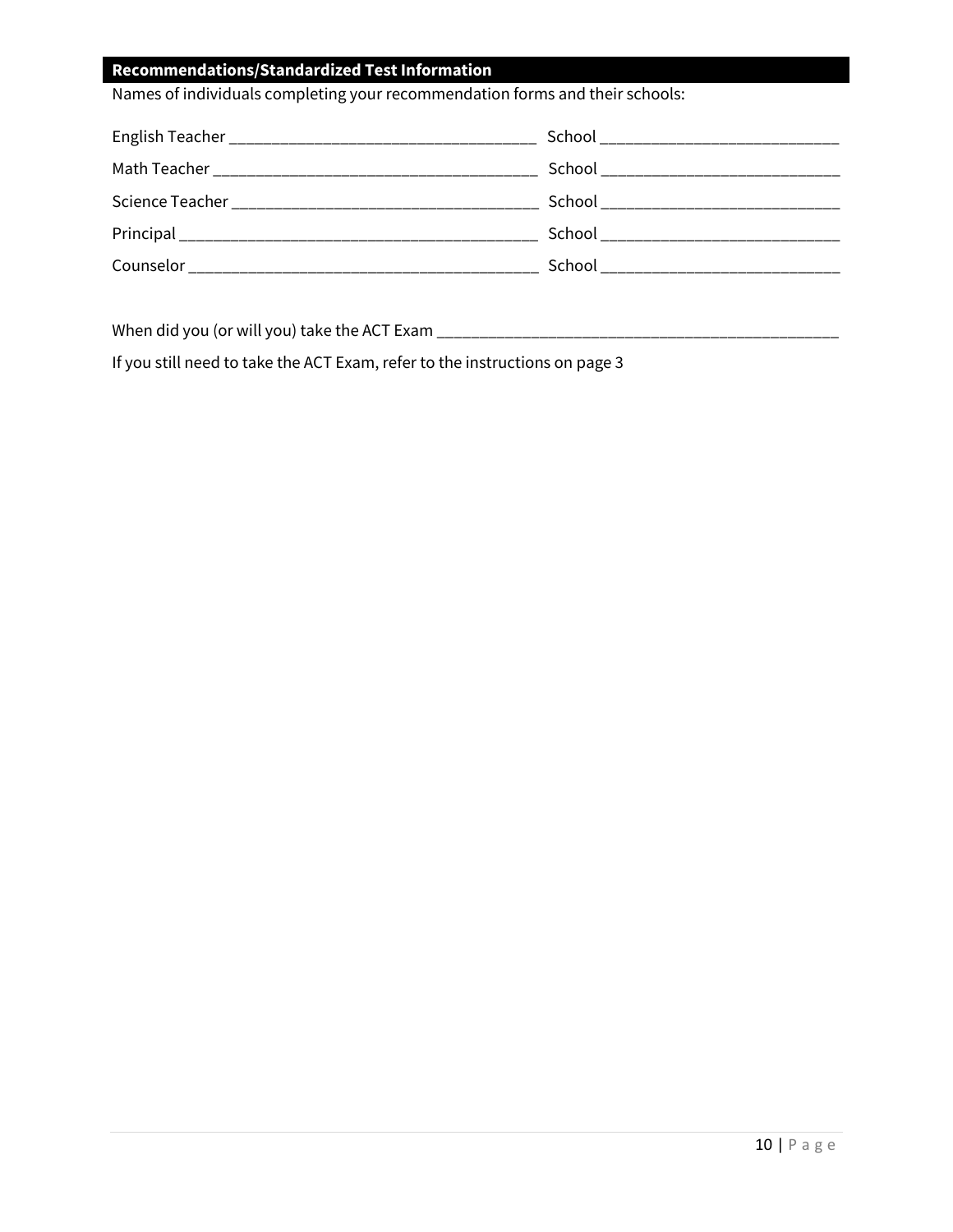## Recommendations/Standardized Test Information

Names of individuals completing your recommendation forms and their schools:

English Teacher ___________________________________ School ___________________________

Math Teacher _____________________________________ School ___________________________

Science Teacher ___________________________________ School ___________________________

Principal ________________________________________ School ___________________________

Counselor _______________________________________ School ___________________________

When did you (or will you) take the ACT Exam ______________________________________________

If you still need to take the ACT Exam, refer to the instructions on page 3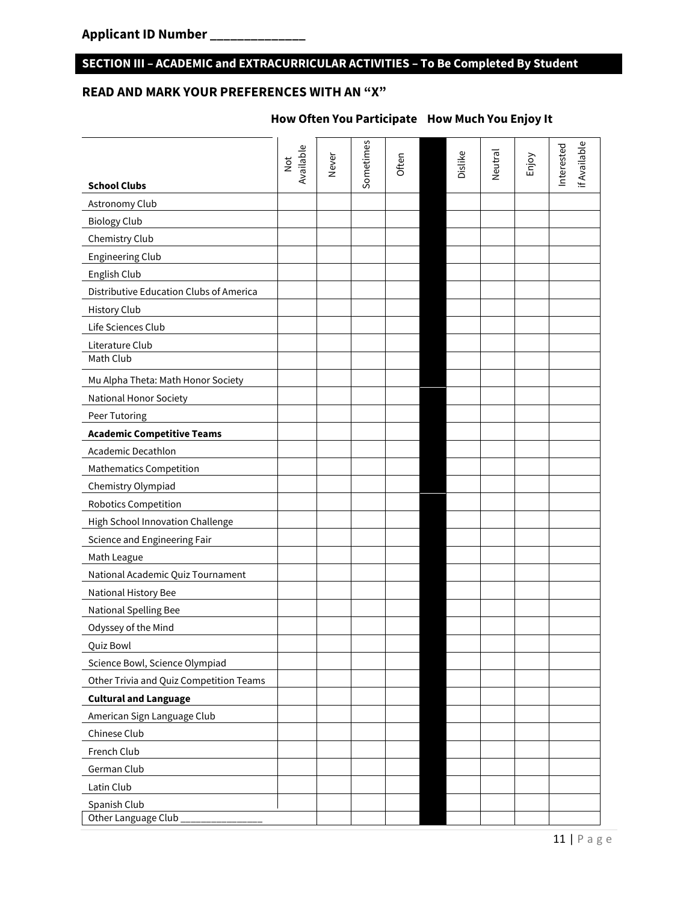**Applicant ID Number ______________**

## SECTION III – ACADEMIC and EXTRACURRICULAR ACTIVITIES – To Be Completed By Student

### READ AND MARK YOUR PREFERENCES WITH AN "X"

| | How Often You Participate | | | | | How Much You Enjoy It | | | |
|---|---|---|---|---|---|---|---|---|---|
| **School Clubs** | Not Available | Never | Sometimes | Often | | Dislike | Neutral | Enjoy | Interested if Available |
| Astronomy Club | | | | | | | | | |
| Biology Club | | | | | | | | | |
| Chemistry Club | | | | | | | | | |
| Engineering Club | | | | | | | | | |
| English Club | | | | | | | | | |
| Distributive Education Clubs of America | | | | | | | | | |
| History Club | | | | | | | | | |
| Life Sciences Club | | | | | | | | | |
| Literature Club | | | | | | | | | |
| Math Club | | | | | | | | | |
| Mu Alpha Theta: Math Honor Society | | | | | | | | | |
| National Honor Society | | | | | | | | | |
| Peer Tutoring | | | | | | | | | |
| **Academic Competitive Teams** | | | | | | | | | |
| Academic Decathlon | | | | | | | | | |
| Mathematics Competition | | | | | | | | | |
| Chemistry Olympiad | | | | | | | | | |
| Robotics Competition | | | | | | | | | |
| High School Innovation Challenge | | | | | | | | | |
| Science and Engineering Fair | | | | | | | | | |
| Math League | | | | | | | | | |
| National Academic Quiz Tournament | | | | | | | | | |
| National History Bee | | | | | | | | | |
| National Spelling Bee | | | | | | | | | |
| Odyssey of the Mind | | | | | | | | | |
| Quiz Bowl | | | | | | | | | |
| Science Bowl, Science Olympiad | | | | | | | | | |
| Other Trivia and Quiz Competition Teams | | | | | | | | | |
| **Cultural and Language** | | | | | | | | | |
| American Sign Language Club | | | | | | | | | |
| Chinese Club | | | | | | | | | |
| French Club | | | | | | | | | |
| German Club | | | | | | | | | |
| Latin Club | | | | | | | | | |
| Spanish Club | | | | | | | | | |
| Other Language Club _______________ | | | | | | | | | |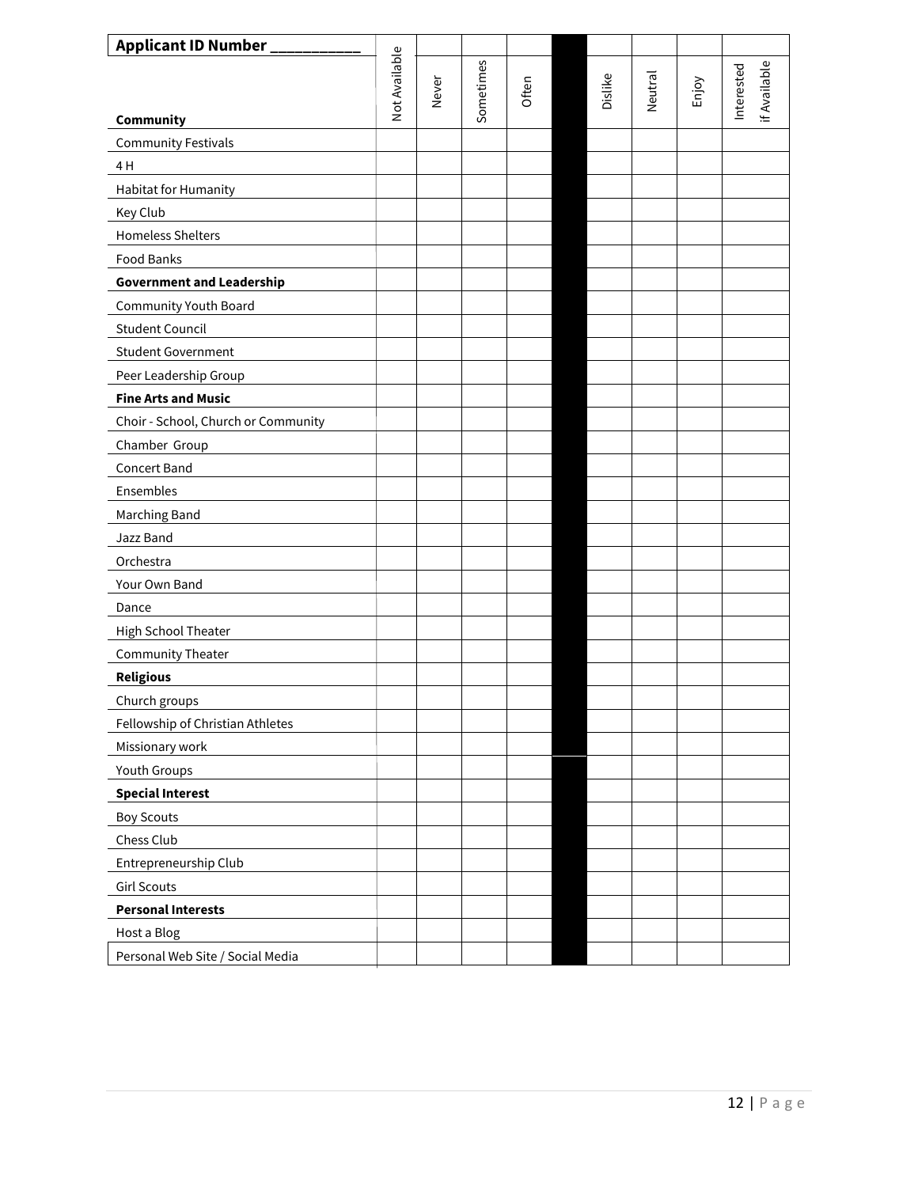| Applicant ID Number ___________ | Not Available | Never | Sometimes | Often | | Dislike | Neutral | Enjoy | Interested if Available |
|---|---|---|---|---|---|---|---|---|---|
| **Community** | | | | | | | | | |
| Community Festivals | | | | | | | | | |
| 4 H | | | | | | | | | |
| Habitat for Humanity | | | | | | | | | |
| Key Club | | | | | | | | | |
| Homeless Shelters | | | | | | | | | |
| Food Banks | | | | | | | | | |
| **Government and Leadership** | | | | | | | | | |
| Community Youth Board | | | | | | | | | |
| Student Council | | | | | | | | | |
| Student Government | | | | | | | | | |
| Peer Leadership Group | | | | | | | | | |
| **Fine Arts and Music** | | | | | | | | | |
| Choir - School, Church or Community | | | | | | | | | |
| Chamber Group | | | | | | | | | |
| Concert Band | | | | | | | | | |
| Ensembles | | | | | | | | | |
| Marching Band | | | | | | | | | |
| Jazz Band | | | | | | | | | |
| Orchestra | | | | | | | | | |
| Your Own Band | | | | | | | | | |
| Dance | | | | | | | | | |
| High School Theater | | | | | | | | | |
| Community Theater | | | | | | | | | |
| **Religious** | | | | | | | | | |
| Church groups | | | | | | | | | |
| Fellowship of Christian Athletes | | | | | | | | | |
| Missionary work | | | | | | | | | |
| Youth Groups | | | | | | | | | |
| **Special Interest** | | | | | | | | | |
| Boy Scouts | | | | | | | | | |
| Chess Club | | | | | | | | | |
| Entrepreneurship Club | | | | | | | | | |
| Girl Scouts | | | | | | | | | |
| **Personal Interests** | | | | | | | | | |
| Host a Blog | | | | | | | | | |
| Personal Web Site / Social Media | | | | | | | | | |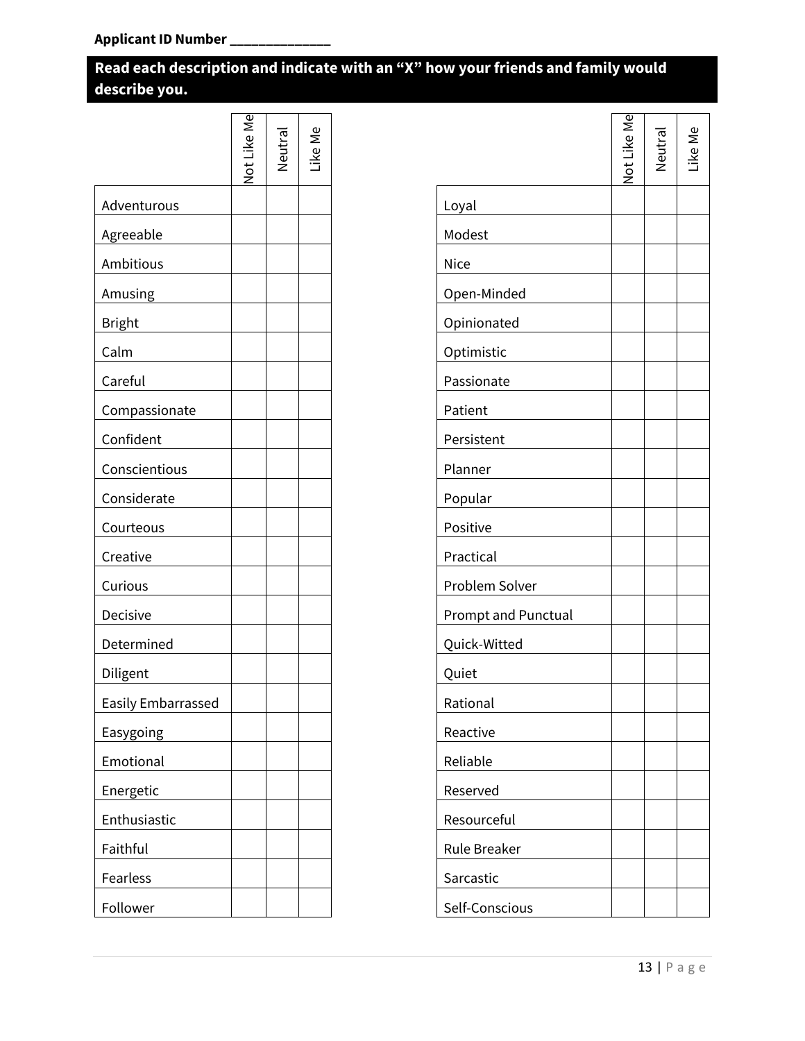Applicant ID Number _______________

**Read each description and indicate with an "X" how your friends and family would describe you.**

| | Not Like Me | Neutral | Like Me |
|---|---|---|---|
| Adventurous | | | |
| Agreeable | | | |
| Ambitious | | | |
| Amusing | | | |
| Bright | | | |
| Calm | | | |
| Careful | | | |
| Compassionate | | | |
| Confident | | | |
| Conscientious | | | |
| Considerate | | | |
| Courteous | | | |
| Creative | | | |
| Curious | | | |
| Decisive | | | |
| Determined | | | |
| Diligent | | | |
| Easily Embarrassed | | | |
| Easygoing | | | |
| Emotional | | | |
| Energetic | | | |
| Enthusiastic | | | |
| Faithful | | | |
| Fearless | | | |
| Follower | | | |

| | Not Like Me | Neutral | Like Me |
|---|---|---|---|
| Loyal | | | |
| Modest | | | |
| Nice | | | |
| Open-Minded | | | |
| Opinionated | | | |
| Optimistic | | | |
| Passionate | | | |
| Patient | | | |
| Persistent | | | |
| Planner | | | |
| Popular | | | |
| Positive | | | |
| Practical | | | |
| Problem Solver | | | |
| Prompt and Punctual | | | |
| Quick-Witted | | | |
| Quiet | | | |
| Rational | | | |
| Reactive | | | |
| Reliable | | | |
| Reserved | | | |
| Resourceful | | | |
| Rule Breaker | | | |
| Sarcastic | | | |
| Self-Conscious | | | |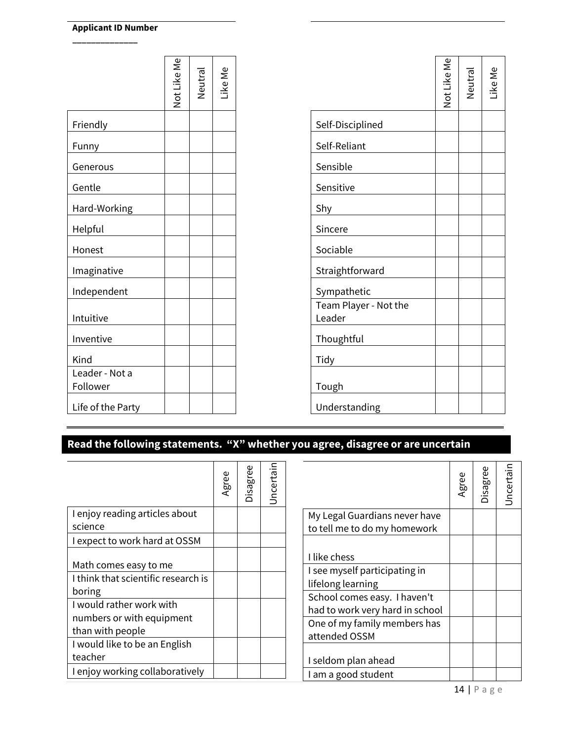**Applicant ID Number**

_____________

| | Not Like Me | Neutral | Like Me |
|---|---|---|---|
| Friendly | | | |
| Funny | | | |
| Generous | | | |
| Gentle | | | |
| Hard-Working | | | |
| Helpful | | | |
| Honest | | | |
| Imaginative | | | |
| Independent | | | |
| Intuitive | | | |
| Inventive | | | |
| Kind | | | |
| Leader - Not a Follower | | | |
| Life of the Party | | | |

| | Not Like Me | Neutral | Like Me |
|---|---|---|---|
| Self-Disciplined | | | |
| Self-Reliant | | | |
| Sensible | | | |
| Sensitive | | | |
| Shy | | | |
| Sincere | | | |
| Sociable | | | |
| Straightforward | | | |
| Sympathetic | | | |
| Team Player - Not the Leader | | | |
| Thoughtful | | | |
| Tidy | | | |
| Tough | | | |
| Understanding | | | |

## Read the following statements. "X" whether you agree, disagree or are uncertain

| | Agree | Disagree | Uncertain |
|---|---|---|---|
| I enjoy reading articles about science | | | |
| I expect to work hard at OSSM | | | |
| Math comes easy to me | | | |
| I think that scientific research is boring | | | |
| I would rather work with numbers or with equipment than with people | | | |
| I would like to be an English teacher | | | |
| I enjoy working collaboratively | | | |

| | Agree | Disagree | Uncertain |
|---|---|---|---|
| My Legal Guardians never have to tell me to do my homework | | | |
| I like chess | | | |
| I see myself participating in lifelong learning | | | |
| School comes easy. I haven't had to work very hard in school | | | |
| One of my family members has attended OSSM | | | |
| I seldom plan ahead | | | |
| I am a good student | | | |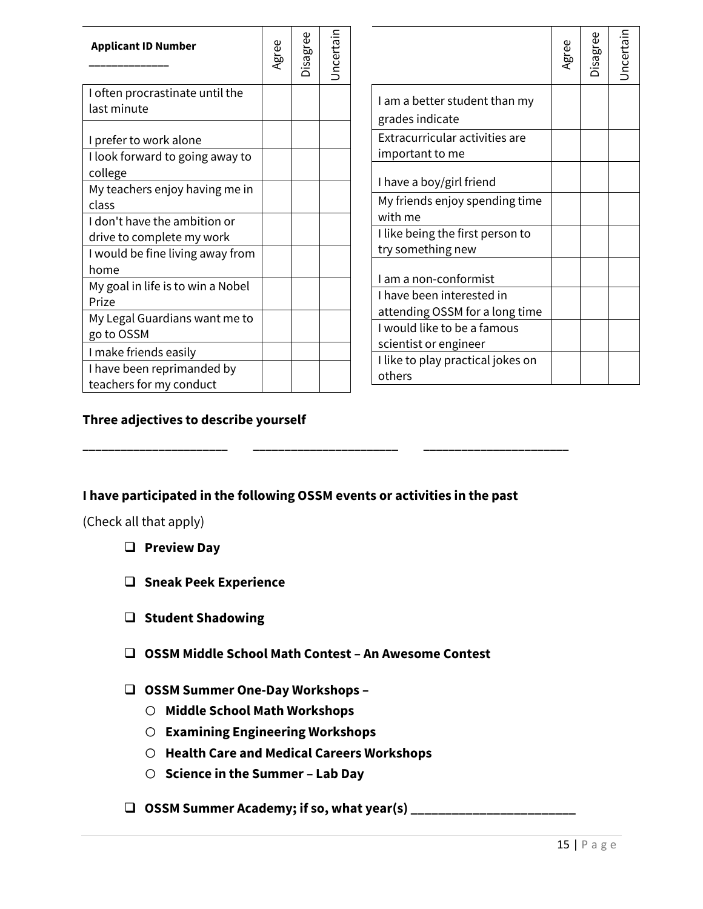| Applicant ID Number _____________ | Agree | Disagree | Uncertain |
|---|---|---|---|
| I often procrastinate until the last minute | | | |
| I prefer to work alone | | | |
| I look forward to going away to college | | | |
| My teachers enjoy having me in class | | | |
| I don't have the ambition or drive to complete my work | | | |
| I would be fine living away from home | | | |
| My goal in life is to win a Nobel Prize | | | |
| My Legal Guardians want me to go to OSSM | | | |
| I make friends easily | | | |
| I have been reprimanded by teachers for my conduct | | | |

| | Agree | Disagree | Uncertain |
|---|---|---|---|
| I am a better student than my grades indicate | | | |
| Extracurricular activities are important to me | | | |
| I have a boy/girl friend | | | |
| My friends enjoy spending time with me | | | |
| I like being the first person to try something new | | | |
| I am a non-conformist | | | |
| I have been interested in attending OSSM for a long time | | | |
| I would like to be a famous scientist or engineer | | | |
| I like to play practical jokes on others | | | |

**Three adjectives to describe yourself**

______________________ ______________________ ______________________

**I have participated in the following OSSM events or activities in the past**

(Check all that apply)

- ❑ **Preview Day**
- ❑ **Sneak Peek Experience**
- ❑ **Student Shadowing**
- ❑ **OSSM Middle School Math Contest – An Awesome Contest**
- ❑ **OSSM Summer One-Day Workshops –**
  - ○ **Middle School Math Workshops**
  - ○ **Examining Engineering Workshops**
  - ○ **Health Care and Medical Careers Workshops**
  - ○ **Science in the Summer – Lab Day**
- ❑ **OSSM Summer Academy; if so, what year(s) ________________________**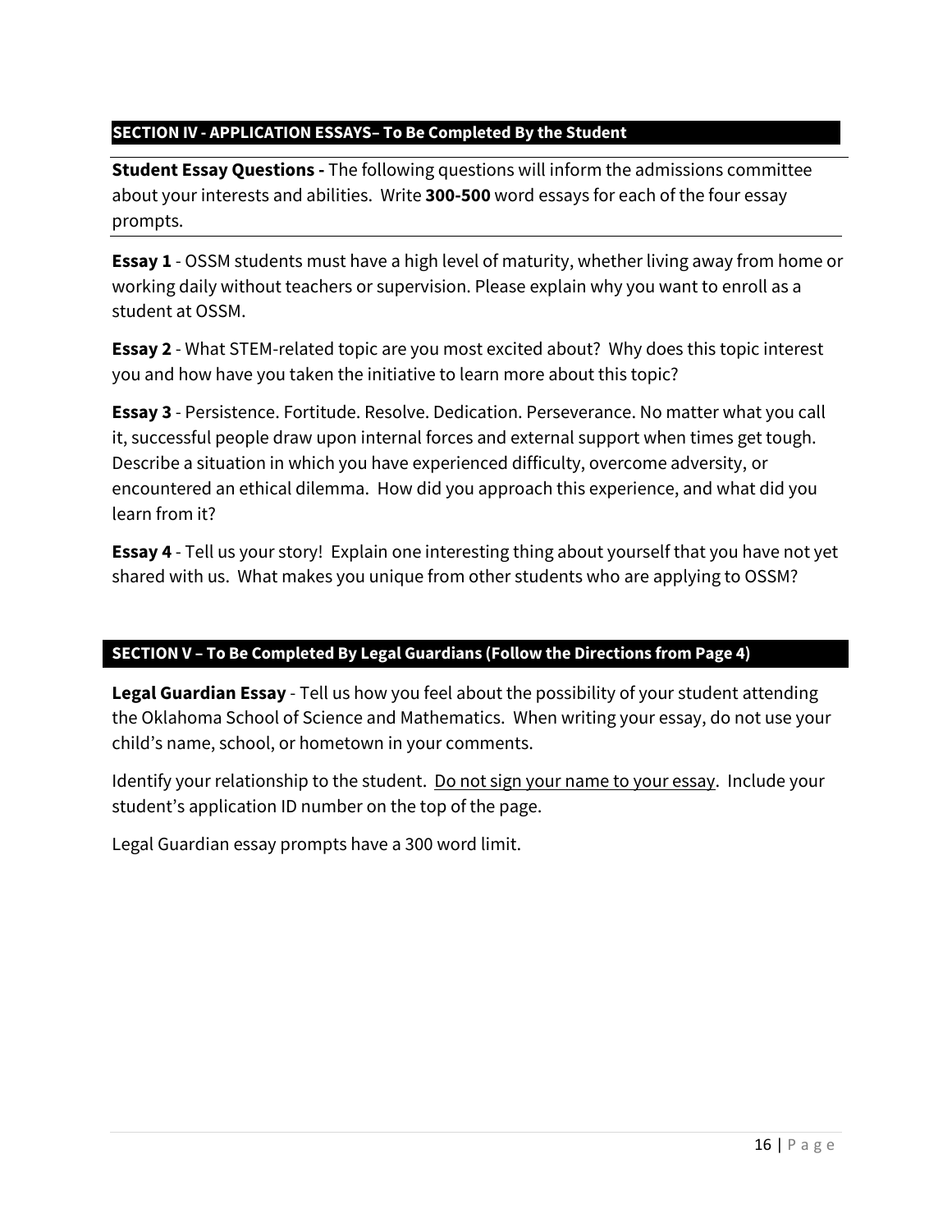## SECTION IV - APPLICATION ESSAYS– To Be Completed By the Student

**Student Essay Questions -** The following questions will inform the admissions committee about your interests and abilities. Write **300-500** word essays for each of the four essay prompts.

**Essay 1** - OSSM students must have a high level of maturity, whether living away from home or working daily without teachers or supervision. Please explain why you want to enroll as a student at OSSM.

**Essay 2** - What STEM-related topic are you most excited about? Why does this topic interest you and how have you taken the initiative to learn more about this topic?

**Essay 3** - Persistence. Fortitude. Resolve. Dedication. Perseverance. No matter what you call it, successful people draw upon internal forces and external support when times get tough. Describe a situation in which you have experienced difficulty, overcome adversity, or encountered an ethical dilemma. How did you approach this experience, and what did you learn from it?

**Essay 4** - Tell us your story! Explain one interesting thing about yourself that you have not yet shared with us. What makes you unique from other students who are applying to OSSM?

## SECTION V – To Be Completed By Legal Guardians (Follow the Directions from Page 4)

**Legal Guardian Essay** - Tell us how you feel about the possibility of your student attending the Oklahoma School of Science and Mathematics. When writing your essay, do not use your child's name, school, or hometown in your comments.

Identify your relationship to the student. <u>Do not sign your name to your essay</u>. Include your student's application ID number on the top of the page.

Legal Guardian essay prompts have a 300 word limit.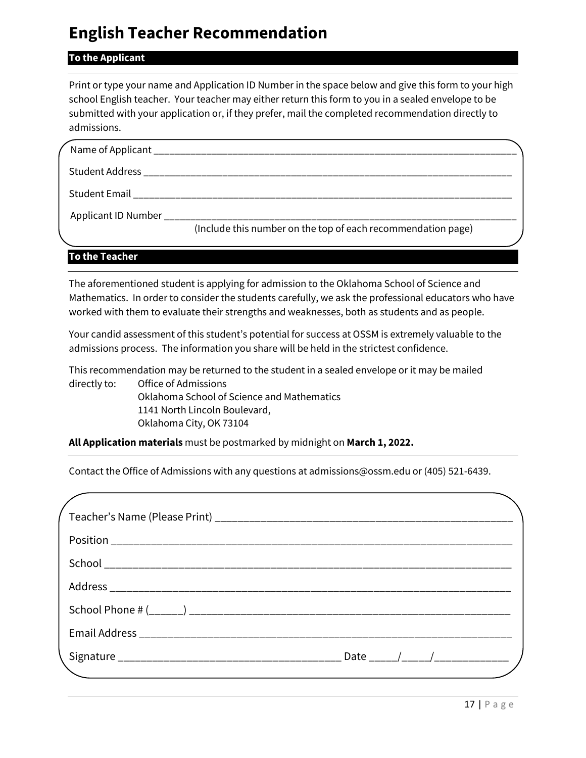# English Teacher Recommendation

## To the Applicant

Print or type your name and Application ID Number in the space below and give this form to your high school English teacher. Your teacher may either return this form to you in a sealed envelope to be submitted with your application or, if they prefer, mail the completed recommendation directly to admissions.

Name of Applicant ______________________________________________________________________

Student Address ______________________________________________________________________

Student Email ________________________________________________________________________

Applicant ID Number ___________________________________________________________________
(Include this number on the top of each recommendation page)

## To the Teacher

The aforementioned student is applying for admission to the Oklahoma School of Science and Mathematics. In order to consider the students carefully, we ask the professional educators who have worked with them to evaluate their strengths and weaknesses, both as students and as people.

Your candid assessment of this student's potential for success at OSSM is extremely valuable to the admissions process. The information you share will be held in the strictest confidence.

This recommendation may be returned to the student in a sealed envelope or it may be mailed directly to:

Office of Admissions
Oklahoma School of Science and Mathematics
1141 North Lincoln Boulevard,
Oklahoma City, OK 73104

**All Application materials** must be postmarked by midnight on **March 1, 2022.**

Contact the Office of Admissions with any questions at admissions@ossm.edu or (405) 521-6439.

Teacher's Name (Please Print) ____________________________________________________

Position ____________________________________________________________________

School _____________________________________________________________________

Address ____________________________________________________________________

School Phone # (______) _______________________________________________________

Email Address _______________________________________________________________

Signature _____________________________________ Date _____/_____/_____________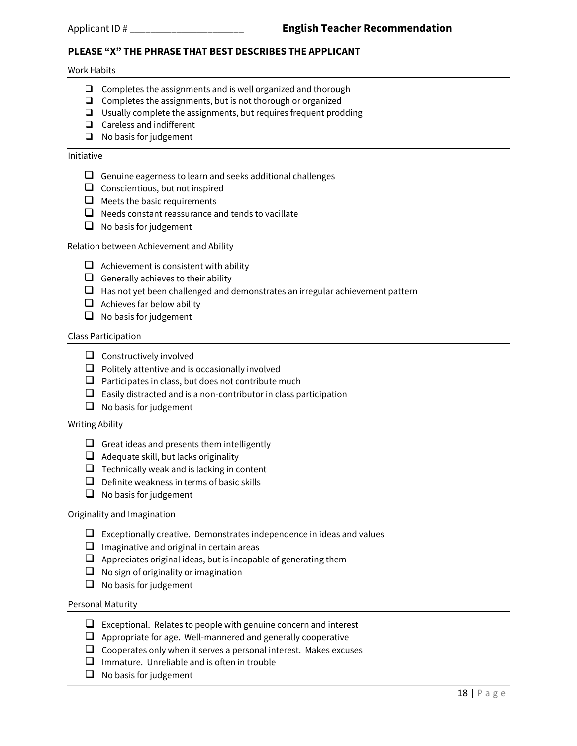Applicant ID # ______________________ **English Teacher Recommendation**

**PLEASE "X" THE PHRASE THAT BEST DESCRIBES THE APPLICANT**

Work Habits

- ☐ Completes the assignments and is well organized and thorough
- ☐ Completes the assignments, but is not thorough or organized
- ☐ Usually complete the assignments, but requires frequent prodding
- ☐ Careless and indifferent
- ☐ No basis for judgement

Initiative

- ☐ Genuine eagerness to learn and seeks additional challenges
- ☐ Conscientious, but not inspired
- ☐ Meets the basic requirements
- ☐ Needs constant reassurance and tends to vacillate
- ☐ No basis for judgement

Relation between Achievement and Ability

- ☐ Achievement is consistent with ability
- ☐ Generally achieves to their ability
- ☐ Has not yet been challenged and demonstrates an irregular achievement pattern
- ☐ Achieves far below ability
- ☐ No basis for judgement

Class Participation

- ☐ Constructively involved
- ☐ Politely attentive and is occasionally involved
- ☐ Participates in class, but does not contribute much
- ☐ Easily distracted and is a non-contributor in class participation
- ☐ No basis for judgement

Writing Ability

- ☐ Great ideas and presents them intelligently
- ☐ Adequate skill, but lacks originality
- ☐ Technically weak and is lacking in content
- ☐ Definite weakness in terms of basic skills
- ☐ No basis for judgement

Originality and Imagination

- ☐ Exceptionally creative. Demonstrates independence in ideas and values
- ☐ Imaginative and original in certain areas
- ☐ Appreciates original ideas, but is incapable of generating them
- ☐ No sign of originality or imagination
- ☐ No basis for judgement

Personal Maturity

- ☐ Exceptional. Relates to people with genuine concern and interest
- ☐ Appropriate for age. Well-mannered and generally cooperative
- ☐ Cooperates only when it serves a personal interest. Makes excuses
- ☐ Immature. Unreliable and is often in trouble
- ☐ No basis for judgement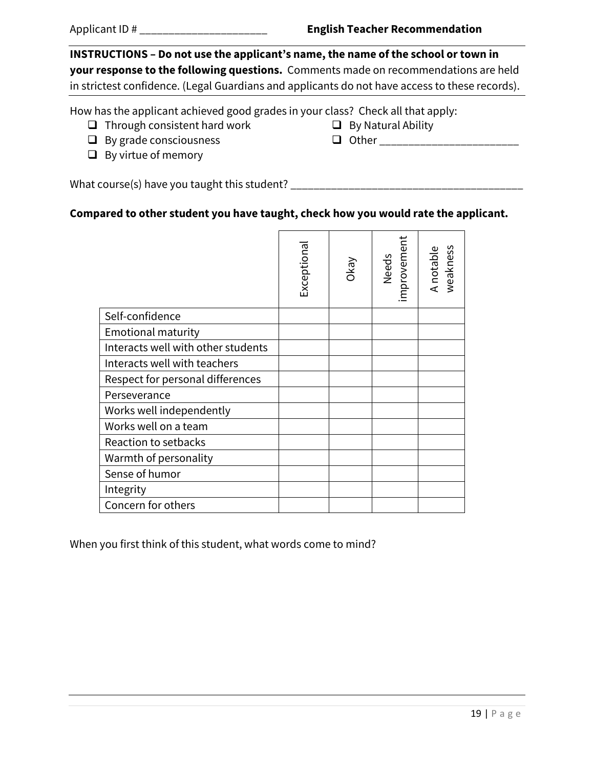Applicant ID # ______________________ **English Teacher Recommendation**

**INSTRUCTIONS – Do not use the applicant's name, the name of the school or town in your response to the following questions.** Comments made on recommendations are held in strictest confidence. (Legal Guardians and applicants do not have access to these records).

How has the applicant achieved good grades in your class? Check all that apply:

- ❑ Through consistent hard work
- ❑ By Natural Ability
- ❑ By grade consciousness
- ❑ Other ________________________
- ❑ By virtue of memory

What course(s) have you taught this student? ________________________________________

**Compared to other student you have taught, check how you would rate the applicant.**

| | Exceptional | Okay | Needs improvement | A notable weakness |
|---|---|---|---|---|
| Self-confidence | | | | |
| Emotional maturity | | | | |
| Interacts well with other students | | | | |
| Interacts well with teachers | | | | |
| Respect for personal differences | | | | |
| Perseverance | | | | |
| Works well independently | | | | |
| Works well on a team | | | | |
| Reaction to setbacks | | | | |
| Warmth of personality | | | | |
| Sense of humor | | | | |
| Integrity | | | | |
| Concern for others | | | | |

When you first think of this student, what words come to mind?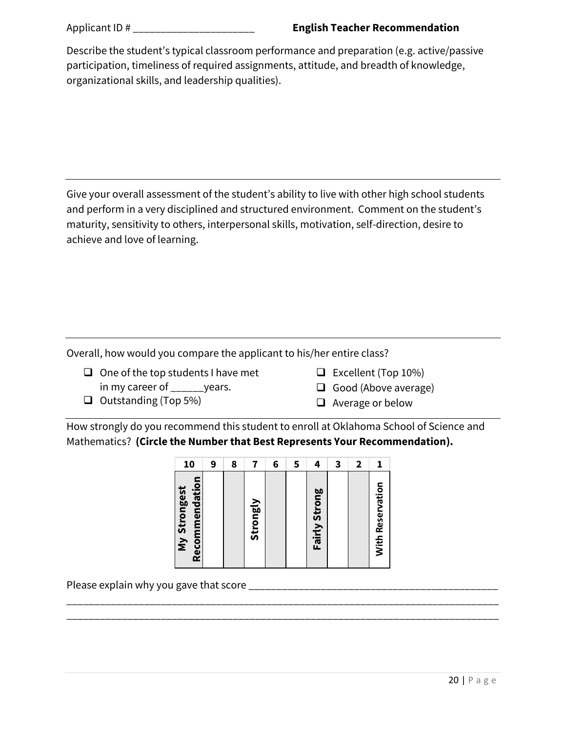Applicant ID # ______________________ **English Teacher Recommendation**

Describe the student's typical classroom performance and preparation (e.g. active/passive participation, timeliness of required assignments, attitude, and breadth of knowledge, organizational skills, and leadership qualities).

---

Give your overall assessment of the student's ability to live with other high school students and perform in a very disciplined and structured environment. Comment on the student's maturity, sensitivity to others, interpersonal skills, motivation, self-direction, desire to achieve and love of learning.

---

Overall, how would you compare the applicant to his/her entire class?

- ❑ One of the top students I have met in my career of ______years.
- ❑ Outstanding (Top 5%)
- ❑ Excellent (Top 10%)
- ❑ Good (Above average)
- ❑ Average or below

---

How strongly do you recommend this student to enroll at Oklahoma School of Science and Mathematics? **(Circle the Number that Best Represents Your Recommendation).**

| 10 | 9 | 8 | 7 | 6 | 5 | 4 | 3 | 2 | 1 |
|---|---|---|---|---|---|---|---|---|---|
| **My Strongest Recommendation** | | | **Strongly** | | | **Fairly Strong** | | | **With Reservation** |

Please explain why you gave that score ______________________________________________
________________________________________________________________________________
________________________________________________________________________________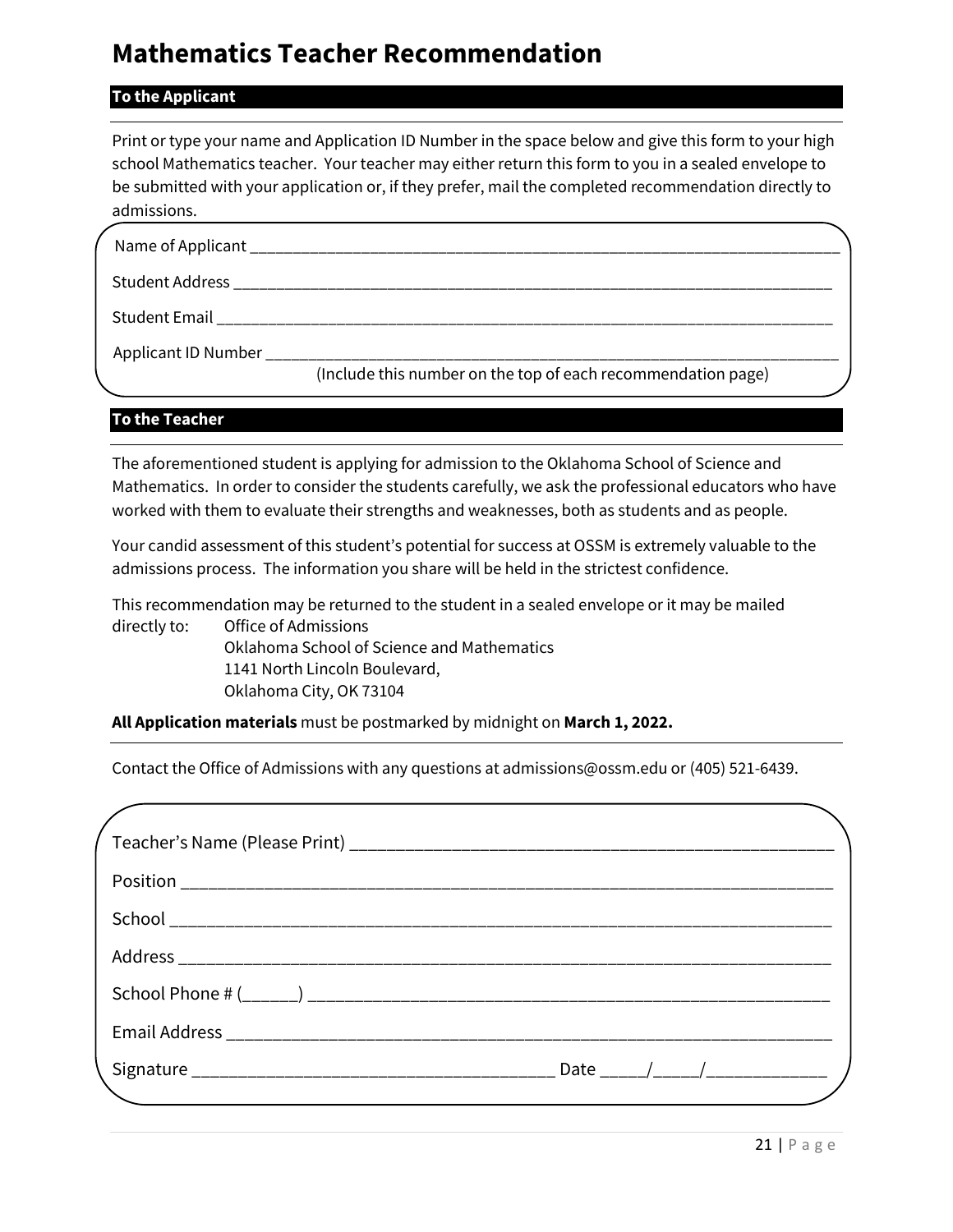# Mathematics Teacher Recommendation

**To the Applicant**

Print or type your name and Application ID Number in the space below and give this form to your high school Mathematics teacher. Your teacher may either return this form to you in a sealed envelope to be submitted with your application or, if they prefer, mail the completed recommendation directly to admissions.

Name of Applicant ______________________________________________________________________

Student Address ______________________________________________________________________

Student Email ________________________________________________________________________

Applicant ID Number ___________________________________________________________________

(Include this number on the top of each recommendation page)

**To the Teacher**

The aforementioned student is applying for admission to the Oklahoma School of Science and Mathematics. In order to consider the students carefully, we ask the professional educators who have worked with them to evaluate their strengths and weaknesses, both as students and as people.

Your candid assessment of this student's potential for success at OSSM is extremely valuable to the admissions process. The information you share will be held in the strictest confidence.

This recommendation may be returned to the student in a sealed envelope or it may be mailed directly to:

Office of Admissions
Oklahoma School of Science and Mathematics
1141 North Lincoln Boulevard,
Oklahoma City, OK 73104

**All Application materials** must be postmarked by midnight on **March 1, 2022.**

Contact the Office of Admissions with any questions at admissions@ossm.edu or (405) 521-6439.

Teacher's Name (Please Print) ____________________________________________________

Position ____________________________________________________________________

School _____________________________________________________________________

Address ____________________________________________________________________

School Phone # (______) _______________________________________________________

Email Address _______________________________________________________________

Signature ______________________________________ Date _____/_____/_____________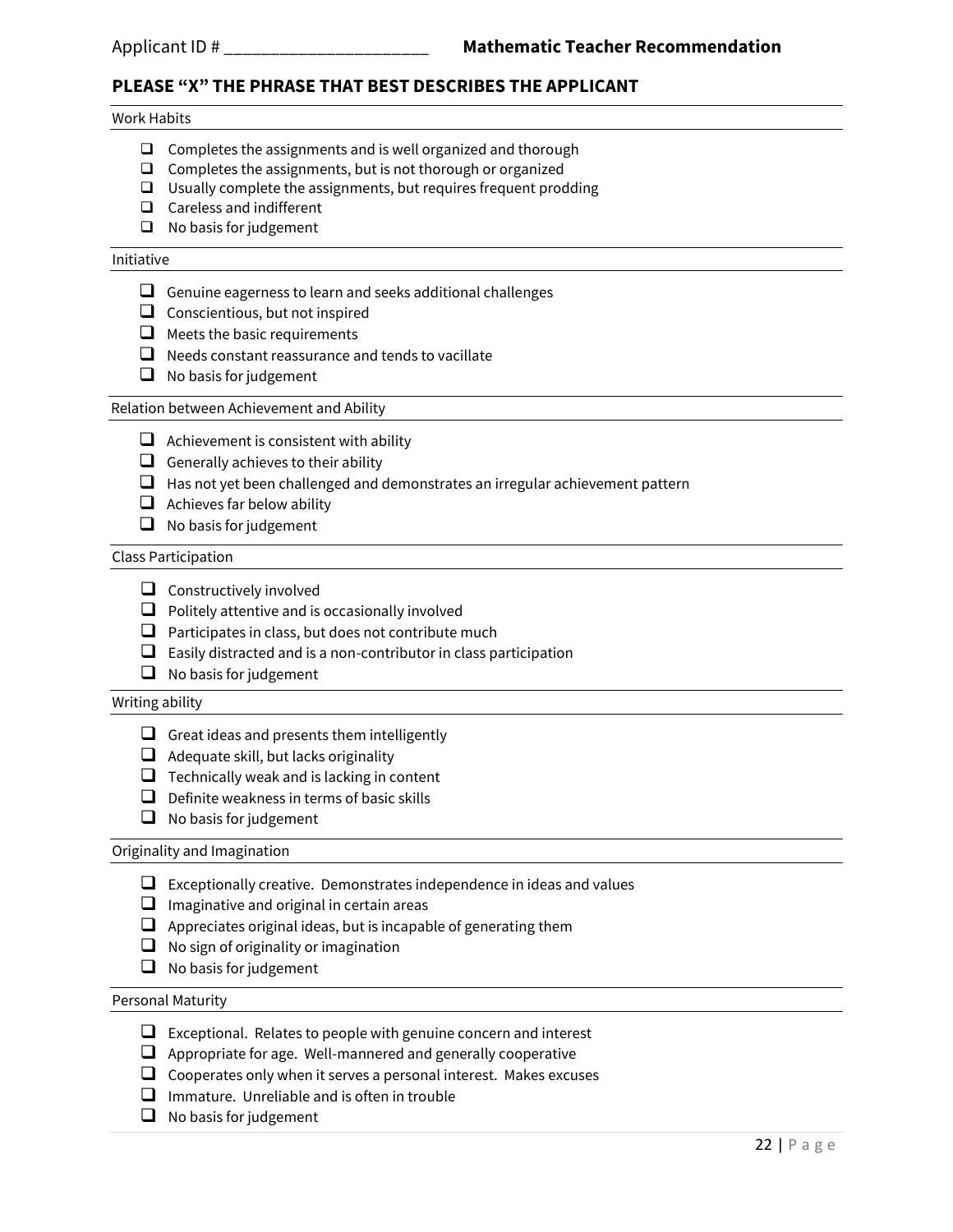Applicant ID # ______________________ **Mathematic Teacher Recommendation**

## PLEASE "X" THE PHRASE THAT BEST DESCRIBES THE APPLICANT

Work Habits

- ☐ Completes the assignments and is well organized and thorough
- ☐ Completes the assignments, but is not thorough or organized
- ☐ Usually complete the assignments, but requires frequent prodding
- ☐ Careless and indifferent
- ☐ No basis for judgement

Initiative

- ☐ Genuine eagerness to learn and seeks additional challenges
- ☐ Conscientious, but not inspired
- ☐ Meets the basic requirements
- ☐ Needs constant reassurance and tends to vacillate
- ☐ No basis for judgement

Relation between Achievement and Ability

- ☐ Achievement is consistent with ability
- ☐ Generally achieves to their ability
- ☐ Has not yet been challenged and demonstrates an irregular achievement pattern
- ☐ Achieves far below ability
- ☐ No basis for judgement

Class Participation

- ☐ Constructively involved
- ☐ Politely attentive and is occasionally involved
- ☐ Participates in class, but does not contribute much
- ☐ Easily distracted and is a non-contributor in class participation
- ☐ No basis for judgement

Writing ability

- ☐ Great ideas and presents them intelligently
- ☐ Adequate skill, but lacks originality
- ☐ Technically weak and is lacking in content
- ☐ Definite weakness in terms of basic skills
- ☐ No basis for judgement

Originality and Imagination

- ☐ Exceptionally creative. Demonstrates independence in ideas and values
- ☐ Imaginative and original in certain areas
- ☐ Appreciates original ideas, but is incapable of generating them
- ☐ No sign of originality or imagination
- ☐ No basis for judgement

Personal Maturity

- ☐ Exceptional. Relates to people with genuine concern and interest
- ☐ Appropriate for age. Well-mannered and generally cooperative
- ☐ Cooperates only when it serves a personal interest. Makes excuses
- ☐ Immature. Unreliable and is often in trouble
- ☐ No basis for judgement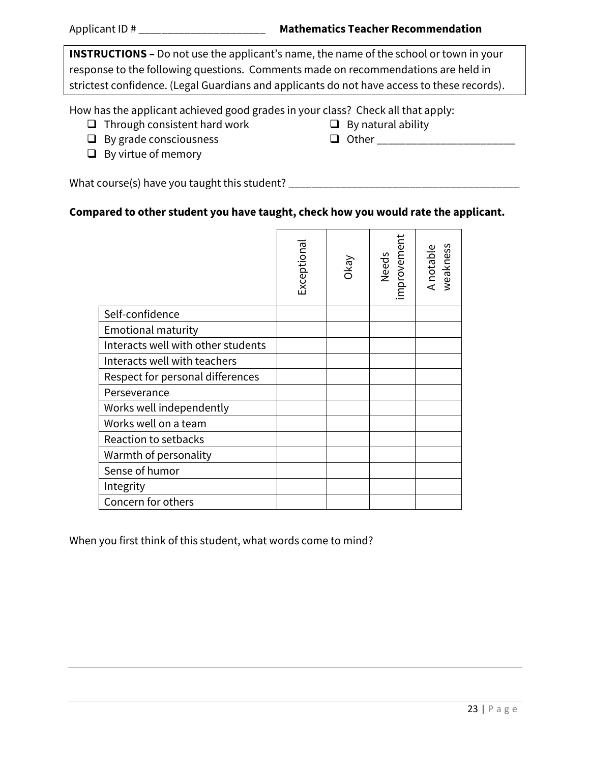Applicant ID # ______________________ **Mathematics Teacher Recommendation**

**INSTRUCTIONS –** Do not use the applicant's name, the name of the school or town in your response to the following questions. Comments made on recommendations are held in strictest confidence. (Legal Guardians and applicants do not have access to these records).

How has the applicant achieved good grades in your class? Check all that apply:

- ❑ Through consistent hard work
- ❑ By natural ability
- ❑ By grade consciousness
- ❑ Other ________________________
- ❑ By virtue of memory

What course(s) have you taught this student? ________________________________________

**Compared to other student you have taught, check how you would rate the applicant.**

| | Exceptional | Okay | Needs improvement | A notable weakness |
|---|---|---|---|---|
| Self-confidence | | | | |
| Emotional maturity | | | | |
| Interacts well with other students | | | | |
| Interacts well with teachers | | | | |
| Respect for personal differences | | | | |
| Perseverance | | | | |
| Works well independently | | | | |
| Works well on a team | | | | |
| Reaction to setbacks | | | | |
| Warmth of personality | | | | |
| Sense of humor | | | | |
| Integrity | | | | |
| Concern for others | | | | |

When you first think of this student, what words come to mind?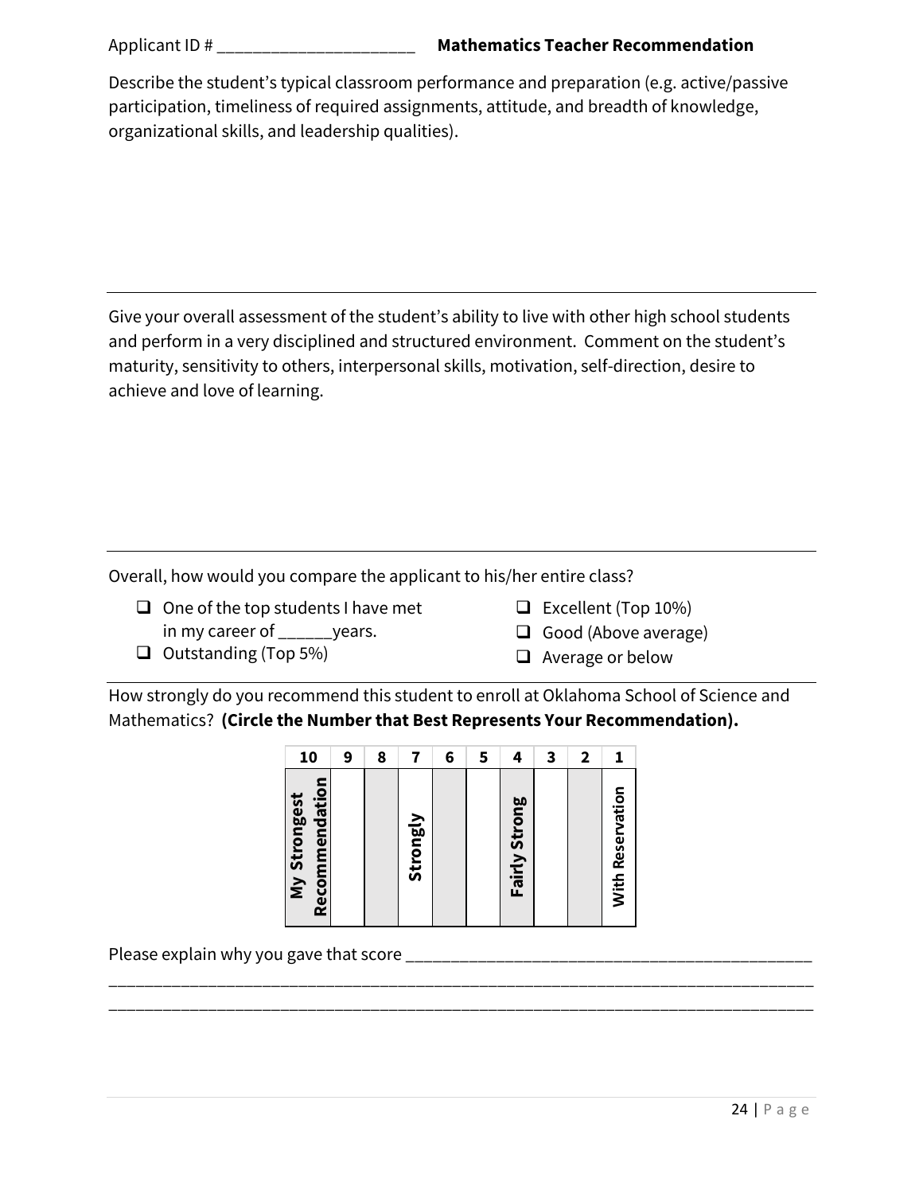Applicant ID # ______________________ **Mathematics Teacher Recommendation**

Describe the student's typical classroom performance and preparation (e.g. active/passive participation, timeliness of required assignments, attitude, and breadth of knowledge, organizational skills, and leadership qualities).

---

Give your overall assessment of the student's ability to live with other high school students and perform in a very disciplined and structured environment. Comment on the student's maturity, sensitivity to others, interpersonal skills, motivation, self-direction, desire to achieve and love of learning.

---

Overall, how would you compare the applicant to his/her entire class?

- ❑ One of the top students I have met in my career of ______years.
- ❑ Outstanding (Top 5%)
- ❑ Excellent (Top 10%)
- ❑ Good (Above average)
- ❑ Average or below

---

How strongly do you recommend this student to enroll at Oklahoma School of Science and Mathematics? **(Circle the Number that Best Represents Your Recommendation).**

| 10 | 9 | 8 | 7 | 6 | 5 | 4 | 3 | 2 | 1 |
|---|---|---|---|---|---|---|---|---|---|
| **My Strongest Recommendation** | | | **Strongly** | | | **Fairly Strong** | | | **With Reservation** |

Please explain why you gave that score ___________________________________________
_______________________________________________________________________________
_______________________________________________________________________________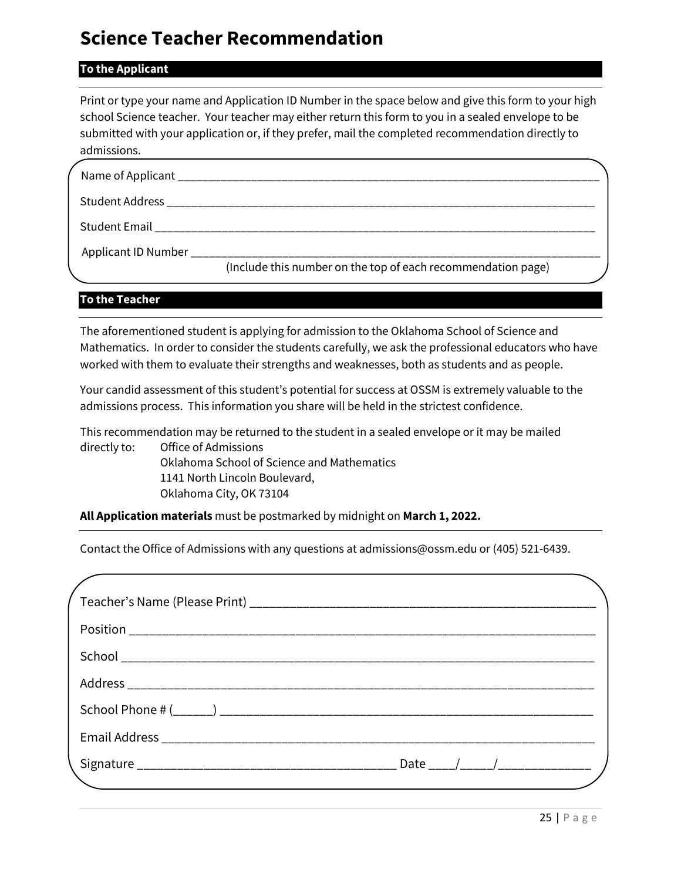# Science Teacher Recommendation

**To the Applicant**

Print or type your name and Application ID Number in the space below and give this form to your high school Science teacher. Your teacher may either return this form to you in a sealed envelope to be submitted with your application or, if they prefer, mail the completed recommendation directly to admissions.

Name of Applicant ___________________________________________________________________________

Student Address ___________________________________________________________________________

Student Email ___________________________________________________________________________

Applicant ID Number ___________________________________________________________________________

(Include this number on the top of each recommendation page)

**To the Teacher**

The aforementioned student is applying for admission to the Oklahoma School of Science and Mathematics. In order to consider the students carefully, we ask the professional educators who have worked with them to evaluate their strengths and weaknesses, both as students and as people.

Your candid assessment of this student's potential for success at OSSM is extremely valuable to the admissions process. This information you share will be held in the strictest confidence.

This recommendation may be returned to the student in a sealed envelope or it may be mailed directly to:

Office of Admissions
Oklahoma School of Science and Mathematics
1141 North Lincoln Boulevard,
Oklahoma City, OK 73104

**All Application materials** must be postmarked by midnight on **March 1, 2022.**

Contact the Office of Admissions with any questions at admissions@ossm.edu or (405) 521-6439.

Teacher's Name (Please Print) ___________________________________________________________

Position ___________________________________________________________________________

School ___________________________________________________________________________

Address ___________________________________________________________________________

School Phone # (______) ___________________________________________________________

Email Address ___________________________________________________________________________

Signature ________________________________________ Date ____/_____/______________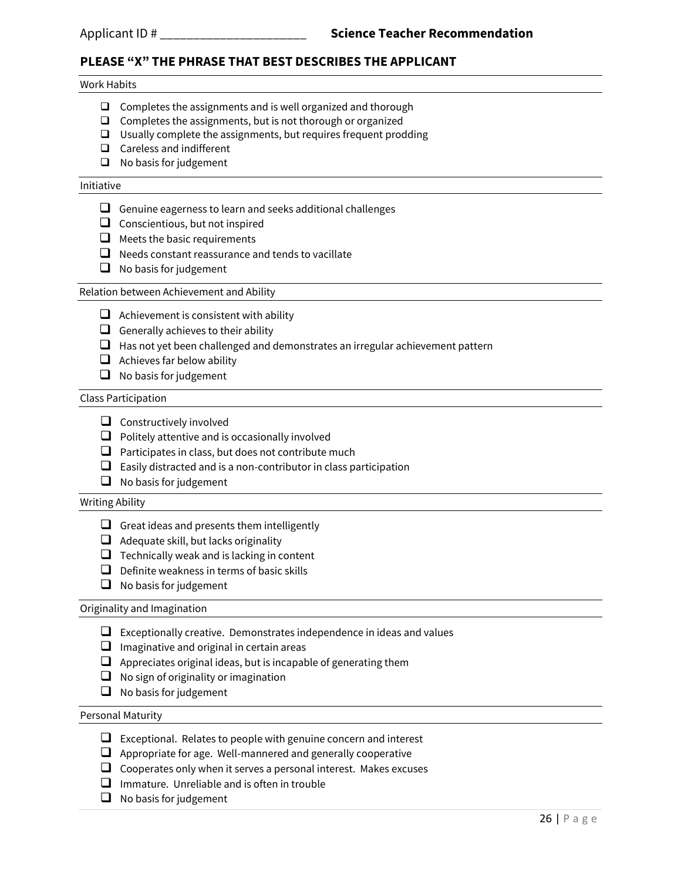Applicant ID # ______________________ **Science Teacher Recommendation**

## PLEASE "X" THE PHRASE THAT BEST DESCRIBES THE APPLICANT

### Work Habits

- [ ] Completes the assignments and is well organized and thorough
- [ ] Completes the assignments, but is not thorough or organized
- [ ] Usually complete the assignments, but requires frequent prodding
- [ ] Careless and indifferent
- [ ] No basis for judgement

### Initiative

- [ ] Genuine eagerness to learn and seeks additional challenges
- [ ] Conscientious, but not inspired
- [ ] Meets the basic requirements
- [ ] Needs constant reassurance and tends to vacillate
- [ ] No basis for judgement

### Relation between Achievement and Ability

- [ ] Achievement is consistent with ability
- [ ] Generally achieves to their ability
- [ ] Has not yet been challenged and demonstrates an irregular achievement pattern
- [ ] Achieves far below ability
- [ ] No basis for judgement

### Class Participation

- [ ] Constructively involved
- [ ] Politely attentive and is occasionally involved
- [ ] Participates in class, but does not contribute much
- [ ] Easily distracted and is a non-contributor in class participation
- [ ] No basis for judgement

### Writing Ability

- [ ] Great ideas and presents them intelligently
- [ ] Adequate skill, but lacks originality
- [ ] Technically weak and is lacking in content
- [ ] Definite weakness in terms of basic skills
- [ ] No basis for judgement

### Originality and Imagination

- [ ] Exceptionally creative. Demonstrates independence in ideas and values
- [ ] Imaginative and original in certain areas
- [ ] Appreciates original ideas, but is incapable of generating them
- [ ] No sign of originality or imagination
- [ ] No basis for judgement

### Personal Maturity

- [ ] Exceptional. Relates to people with genuine concern and interest
- [ ] Appropriate for age. Well-mannered and generally cooperative
- [ ] Cooperates only when it serves a personal interest. Makes excuses
- [ ] Immature. Unreliable and is often in trouble
- [ ] No basis for judgement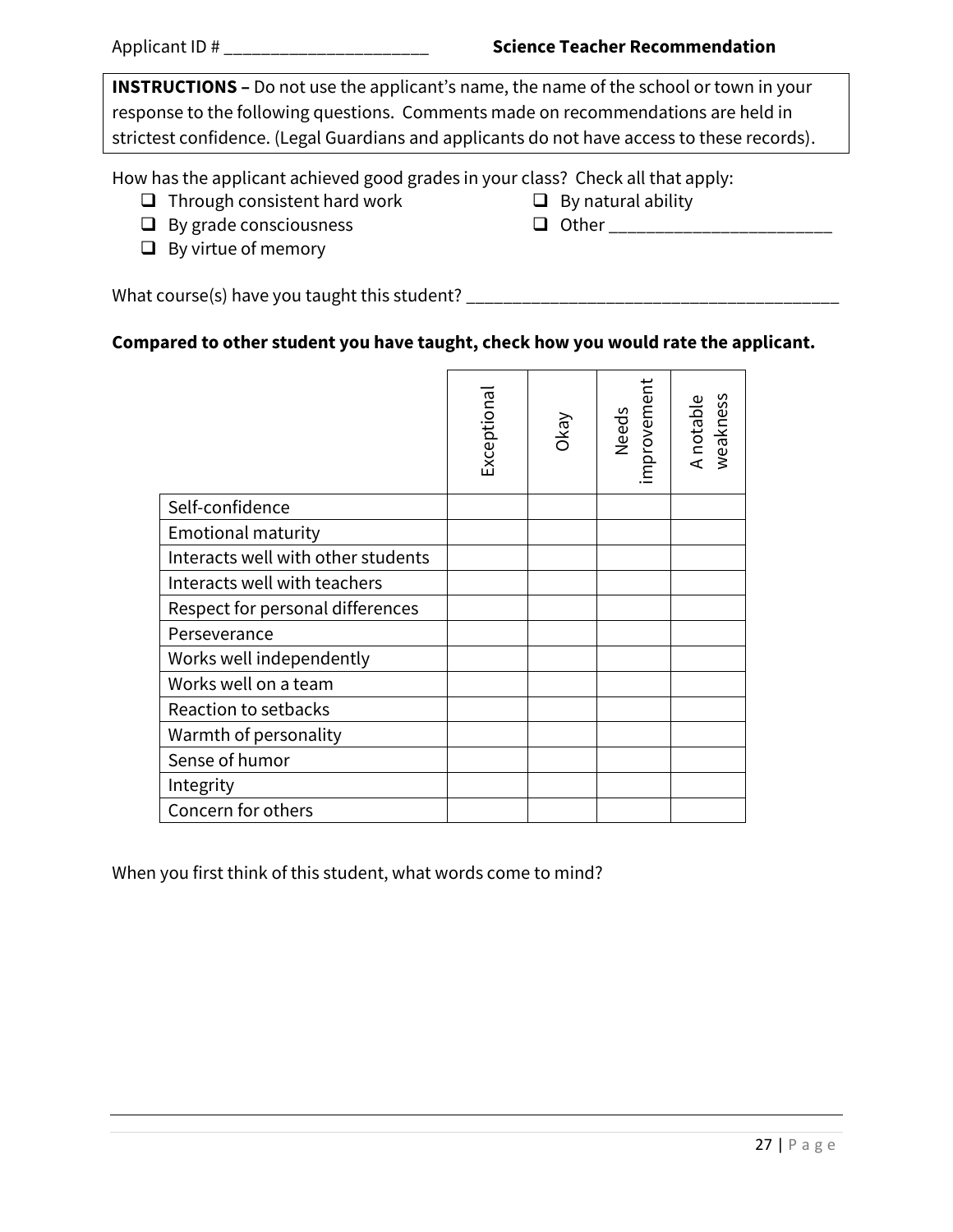Applicant ID # ______________________ **Science Teacher Recommendation**

**INSTRUCTIONS –** Do not use the applicant's name, the name of the school or town in your response to the following questions. Comments made on recommendations are held in strictest confidence. (Legal Guardians and applicants do not have access to these records).

How has the applicant achieved good grades in your class? Check all that apply:

- ☐ Through consistent hard work
- ☐ By grade consciousness
- ☐ By virtue of memory
- ☐ By natural ability
- ☐ Other ________________________

What course(s) have you taught this student? ________________________________________

**Compared to other student you have taught, check how you would rate the applicant.**

| | Exceptional | Okay | Needs improvement | A notable weakness |
|---|---|---|---|---|
| Self-confidence | | | | |
| Emotional maturity | | | | |
| Interacts well with other students | | | | |
| Interacts well with teachers | | | | |
| Respect for personal differences | | | | |
| Perseverance | | | | |
| Works well independently | | | | |
| Works well on a team | | | | |
| Reaction to setbacks | | | | |
| Warmth of personality | | | | |
| Sense of humor | | | | |
| Integrity | | | | |
| Concern for others | | | | |

When you first think of this student, what words come to mind?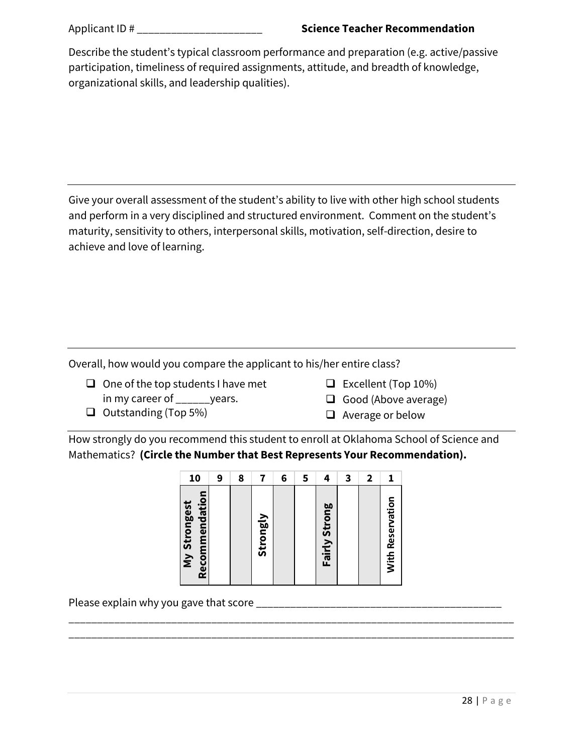Applicant ID # ______________________ **Science Teacher Recommendation**

Describe the student's typical classroom performance and preparation (e.g. active/passive participation, timeliness of required assignments, attitude, and breadth of knowledge, organizational skills, and leadership qualities).

---

Give your overall assessment of the student's ability to live with other high school students and perform in a very disciplined and structured environment. Comment on the student's maturity, sensitivity to others, interpersonal skills, motivation, self-direction, desire to achieve and love of learning.

---

Overall, how would you compare the applicant to his/her entire class?

- ❑ One of the top students I have met in my career of ______years.
- ❑ Outstanding (Top 5%)
- ❑ Excellent (Top 10%)
- ❑ Good (Above average)
- ❑ Average or below

---

How strongly do you recommend this student to enroll at Oklahoma School of Science and Mathematics? **(Circle the Number that Best Represents Your Recommendation).**

| 10 | 9 | 8 | 7 | 6 | 5 | 4 | 3 | 2 | 1 |
|---|---|---|---|---|---|---|---|---|---|
| **My Strongest Recommendation** | | | **Strongly** | | | **Fairly Strong** | | | **With Reservation** |

Please explain why you gave that score ____________________________________________

_________________________________________________________________________________

_________________________________________________________________________________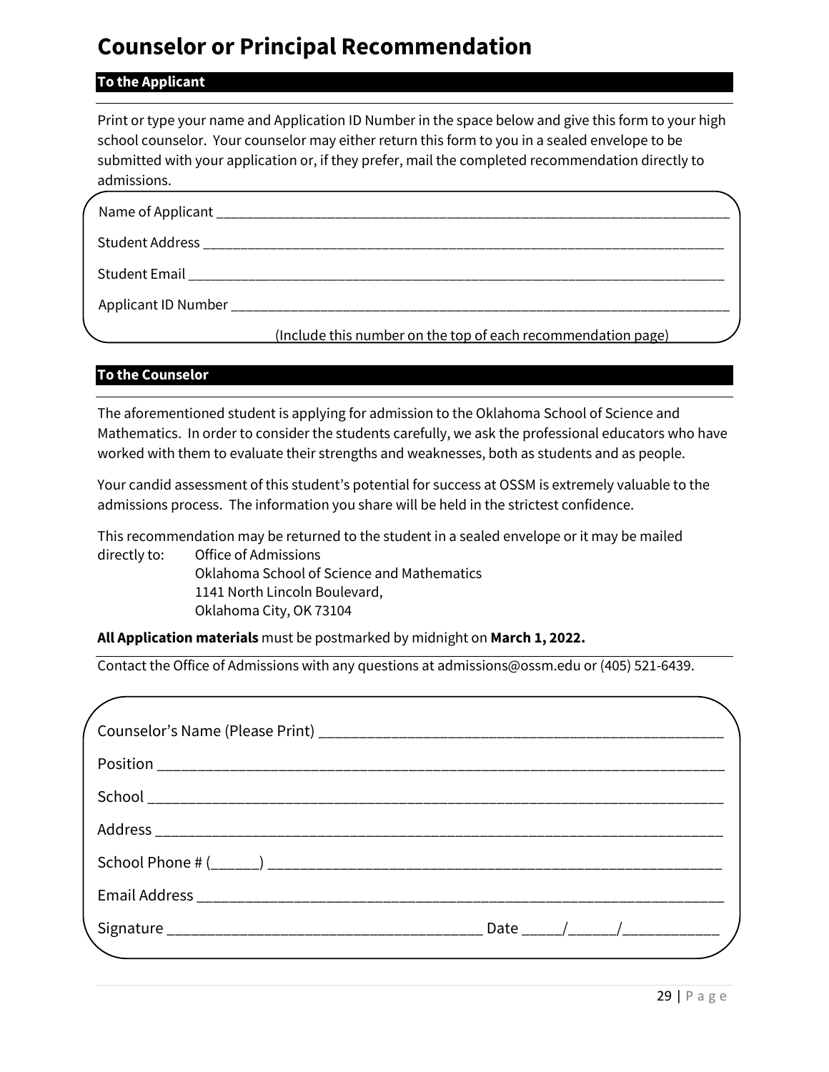# Counselor or Principal Recommendation

**To the Applicant**

Print or type your name and Application ID Number in the space below and give this form to your high school counselor. Your counselor may either return this form to you in a sealed envelope to be submitted with your application or, if they prefer, mail the completed recommendation directly to admissions.

Name of Applicant ________________________________________________________________________

Student Address ________________________________________________________________________

Student Email __________________________________________________________________________

Applicant ID Number _____________________________________________________________________

(Include this number on the top of each recommendation page)

**To the Counselor**

The aforementioned student is applying for admission to the Oklahoma School of Science and Mathematics. In order to consider the students carefully, we ask the professional educators who have worked with them to evaluate their strengths and weaknesses, both as students and as people.

Your candid assessment of this student's potential for success at OSSM is extremely valuable to the admissions process. The information you share will be held in the strictest confidence.

This recommendation may be returned to the student in a sealed envelope or it may be mailed directly to:

Office of Admissions
Oklahoma School of Science and Mathematics
1141 North Lincoln Boulevard,
Oklahoma City, OK 73104

**All Application materials** must be postmarked by midnight on **March 1, 2022.**

Contact the Office of Admissions with any questions at admissions@ossm.edu or (405) 521-6439.

Counselor's Name (Please Print) ___________________________________________________

Position ____________________________________________________________________________

School _____________________________________________________________________________

Address ____________________________________________________________________________

School Phone # (______) _________________________________________________________

Email Address _______________________________________________________________________

Signature ______________________________________ Date _____/______/____________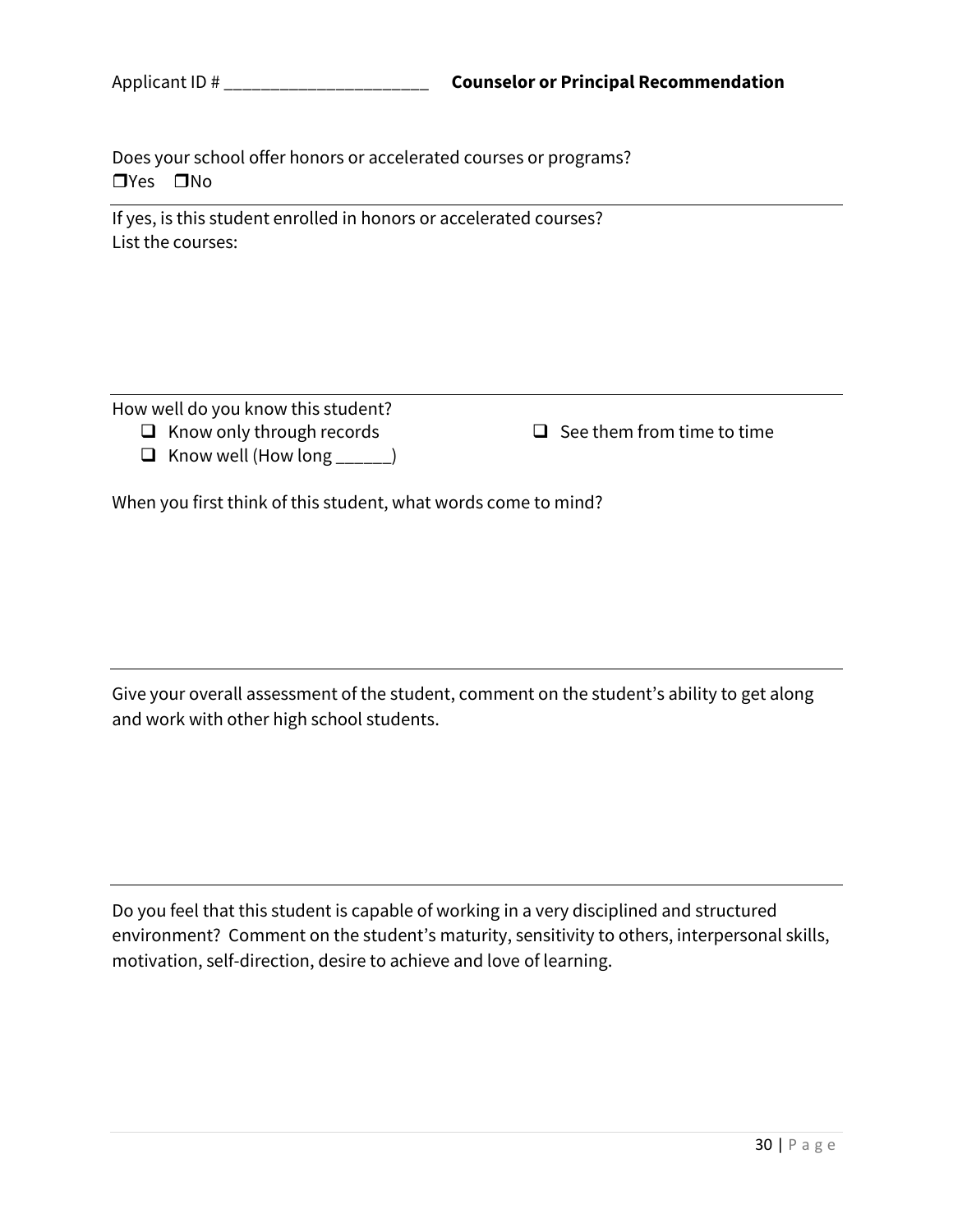Applicant ID # ______________________ **Counselor or Principal Recommendation**

Does your school offer honors or accelerated courses or programs?
❐Yes ❐No

---

If yes, is this student enrolled in honors or accelerated courses?
List the courses:

---

How well do you know this student?

- ❑ Know only through records
- ❑ See them from time to time
- ❑ Know well (How long ______)

When you first think of this student, what words come to mind?

---

Give your overall assessment of the student, comment on the student's ability to get along and work with other high school students.

---

Do you feel that this student is capable of working in a very disciplined and structured environment? Comment on the student's maturity, sensitivity to others, interpersonal skills, motivation, self-direction, desire to achieve and love of learning.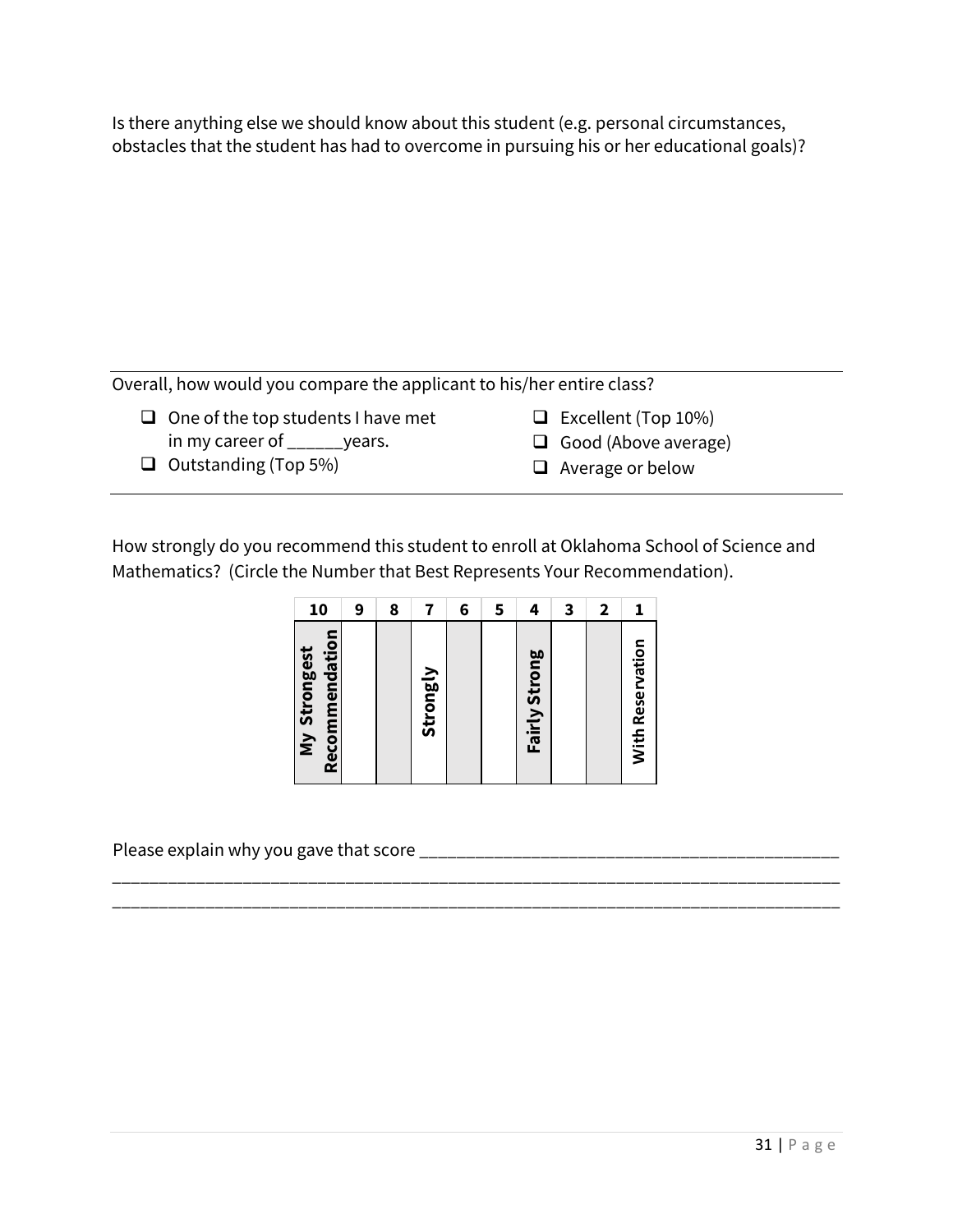Is there anything else we should know about this student (e.g. personal circumstances, obstacles that the student has had to overcome in pursuing his or her educational goals)?

---

Overall, how would you compare the applicant to his/her entire class?

- ❑ One of the top students I have met in my career of ______years.
- ❑ Outstanding (Top 5%)
- ❑ Excellent (Top 10%)
- ❑ Good (Above average)
- ❑ Average or below

---

How strongly do you recommend this student to enroll at Oklahoma School of Science and Mathematics? (Circle the Number that Best Represents Your Recommendation).

| 10 | 9 | 8 | 7 | 6 | 5 | 4 | 3 | 2 | 1 |
|---|---|---|---|---|---|---|---|---|---|
| **My Strongest Recommendation** | | | **Strongly** | | | **Fairly Strong** | | | **With Reservation** |

Please explain why you gave that score ____________________________________________
________________________________________________________________________________
________________________________________________________________________________